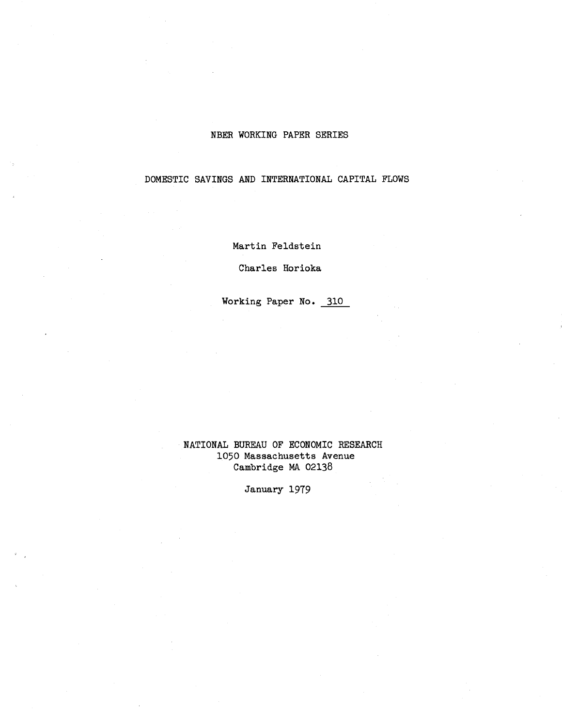NBER WORKING PAPER SERIES

# DOMESTIC SAVINGS AND INTERNATIONAL CAPITAL FLOWS

Martin Feldstein

Charles Horioka

Working Paper No. 310

NATIONAL BUREAU OF ECONOMIC RESEARCH
1050 Massachusetts Avenue
Cambridge MA 02138

January 1979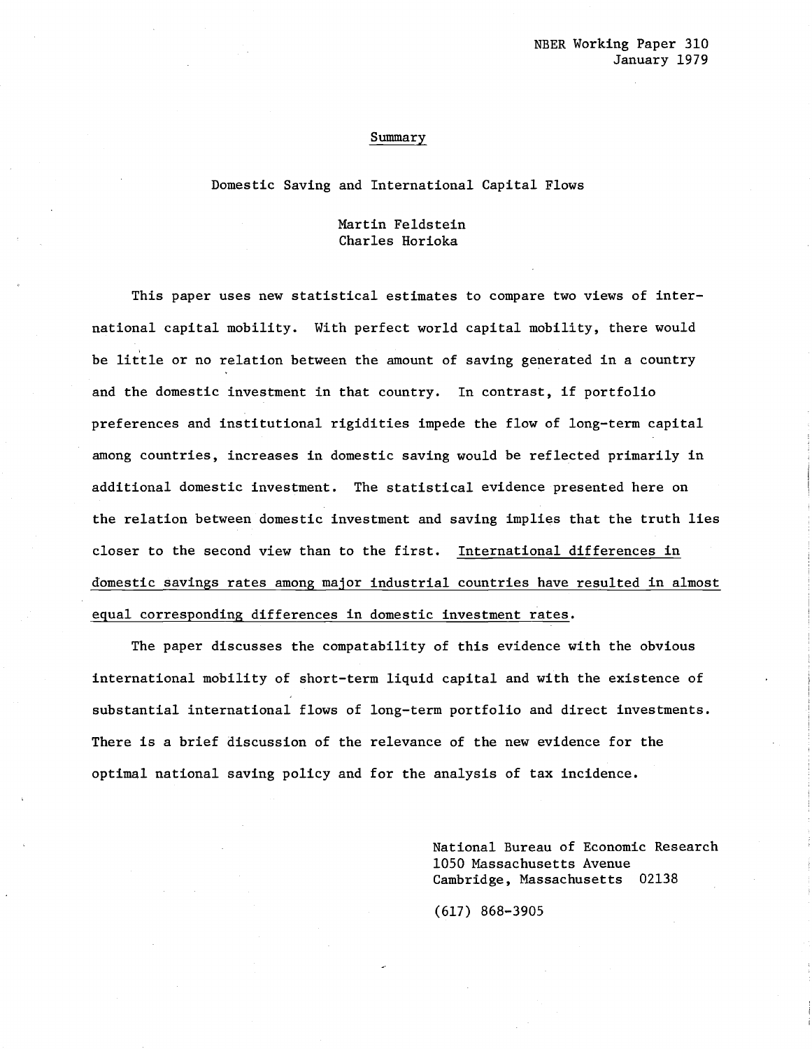NBER Working Paper 310
January 1979

## Summary

### Domestic Saving and International Capital Flows

Martin Feldstein
Charles Horioka

This paper uses new statistical estimates to compare two views of international capital mobility. With perfect world capital mobility, there would be little or no relation between the amount of saving generated in a country and the domestic investment in that country. In contrast, if portfolio preferences and institutional rigidities impede the flow of long-term capital among countries, increases in domestic saving would be reflected primarily in additional domestic investment. The statistical evidence presented here on the relation between domestic investment and saving implies that the truth lies closer to the second view than to the first. <u>International differences in domestic savings rates among major industrial countries have resulted in almost equal corresponding differences in domestic investment rates.</u>

The paper discusses the compatability of this evidence with the obvious international mobility of short-term liquid capital and with the existence of substantial international flows of long-term portfolio and direct investments. There is a brief discussion of the relevance of the new evidence for the optimal national saving policy and for the analysis of tax incidence.

National Bureau of Economic Research
1050 Massachusetts Avenue
Cambridge, Massachusetts 02138

(617) 868-3905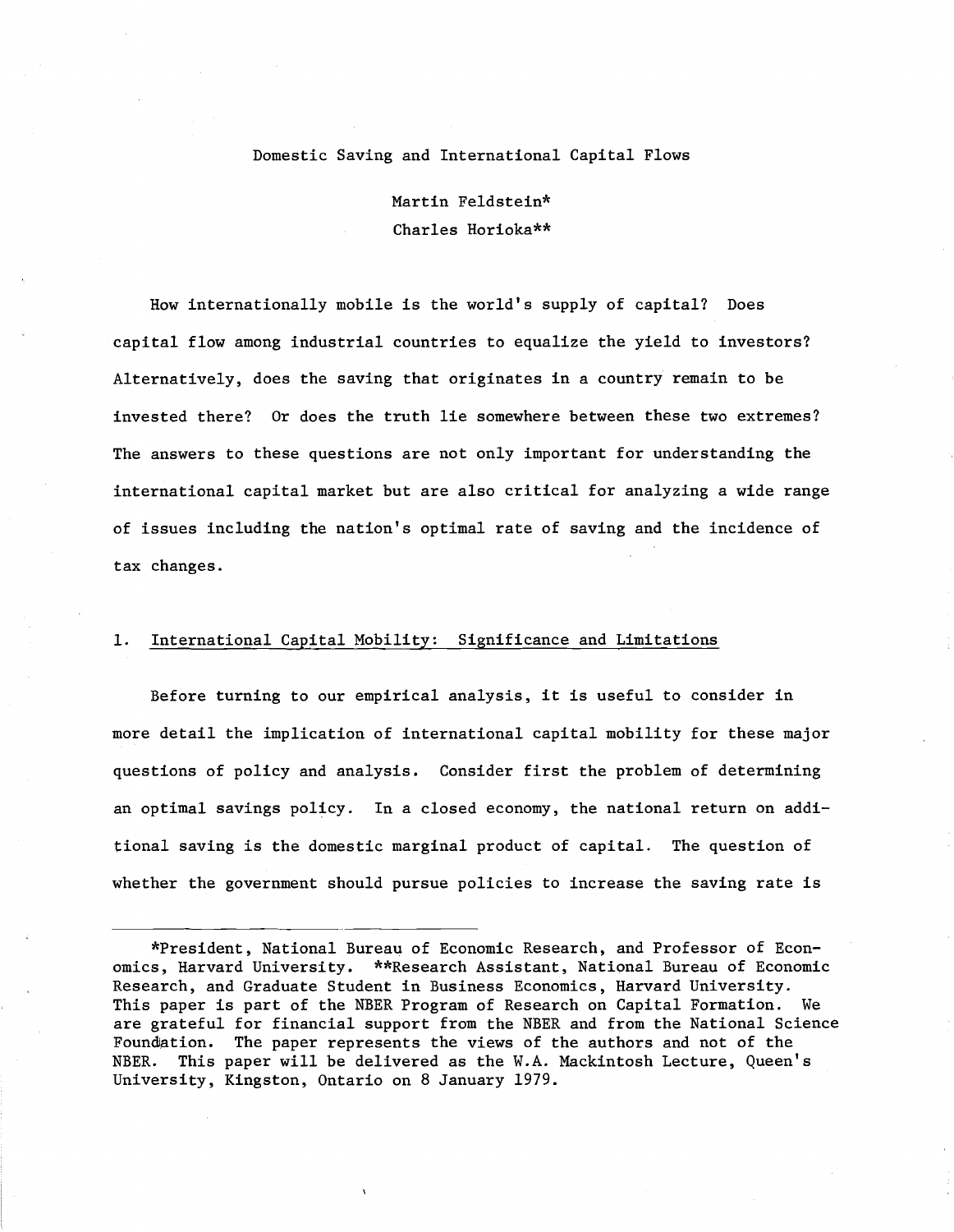# Domestic Saving and International Capital Flows

Martin Feldstein*
Charles Horioka**

How internationally mobile is the world's supply of capital? Does capital flow among industrial countries to equalize the yield to investors? Alternatively, does the saving that originates in a country remain to be invested there? Or does the truth lie somewhere between these two extremes? The answers to these questions are not only important for understanding the international capital market but are also critical for analyzing a wide range of issues including the nation's optimal rate of saving and the incidence of tax changes.

## 1. International Capital Mobility: Significance and Limitations

Before turning to our empirical analysis, it is useful to consider in more detail the implication of international capital mobility for these major questions of policy and analysis. Consider first the problem of determining an optimal savings policy. In a closed economy, the national return on additional saving is the domestic marginal product of capital. The question of whether the government should pursue policies to increase the saving rate is

---

*President, National Bureau of Economic Research, and Professor of Economics, Harvard University. **Research Assistant, National Bureau of Economic Research, and Graduate Student in Business Economics, Harvard University. This paper is part of the NBER Program of Research on Capital Formation. We are grateful for financial support from the NBER and from the National Science Foundation. The paper represents the views of the authors and not of the NBER. This paper will be delivered as the W.A. Mackintosh Lecture, Queen's University, Kingston, Ontario on 8 January 1979.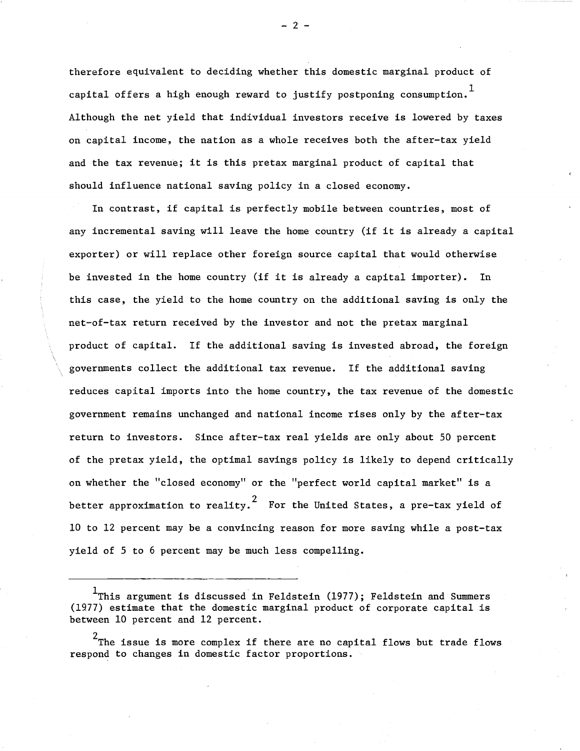therefore equivalent to deciding whether this domestic marginal product of capital offers a high enough reward to justify postponing consumption.[1] Although the net yield that individual investors receive is lowered by taxes on capital income, the nation as a whole receives both the after-tax yield and the tax revenue; it is this pretax marginal product of capital that should influence national saving policy in a closed economy.

In contrast, if capital is perfectly mobile between countries, most of any incremental saving will leave the home country (if it is already a capital exporter) or will replace other foreign source capital that would otherwise be invested in the home country (if it is already a capital importer). In this case, the yield to the home country on the additional saving is only the net-of-tax return received by the investor and not the pretax marginal product of capital. If the additional saving is invested abroad, the foreign governments collect the additional tax revenue. If the additional saving reduces capital imports into the home country, the tax revenue of the domestic government remains unchanged and national income rises only by the after-tax return to investors. Since after-tax real yields are only about 50 percent of the pretax yield, the optimal savings policy is likely to depend critically on whether the "closed economy" or the "perfect world capital market" is a better approximation to reality.[2] For the United States, a pre-tax yield of 10 to 12 percent may be a convincing reason for more saving while a post-tax yield of 5 to 6 percent may be much less compelling.

---

[1] This argument is discussed in Feldstein (1977); Feldstein and Summers (1977) estimate that the domestic marginal product of corporate capital is between 10 percent and 12 percent.

[2] The issue is more complex if there are no capital flows but trade flows respond to changes in domestic factor proportions.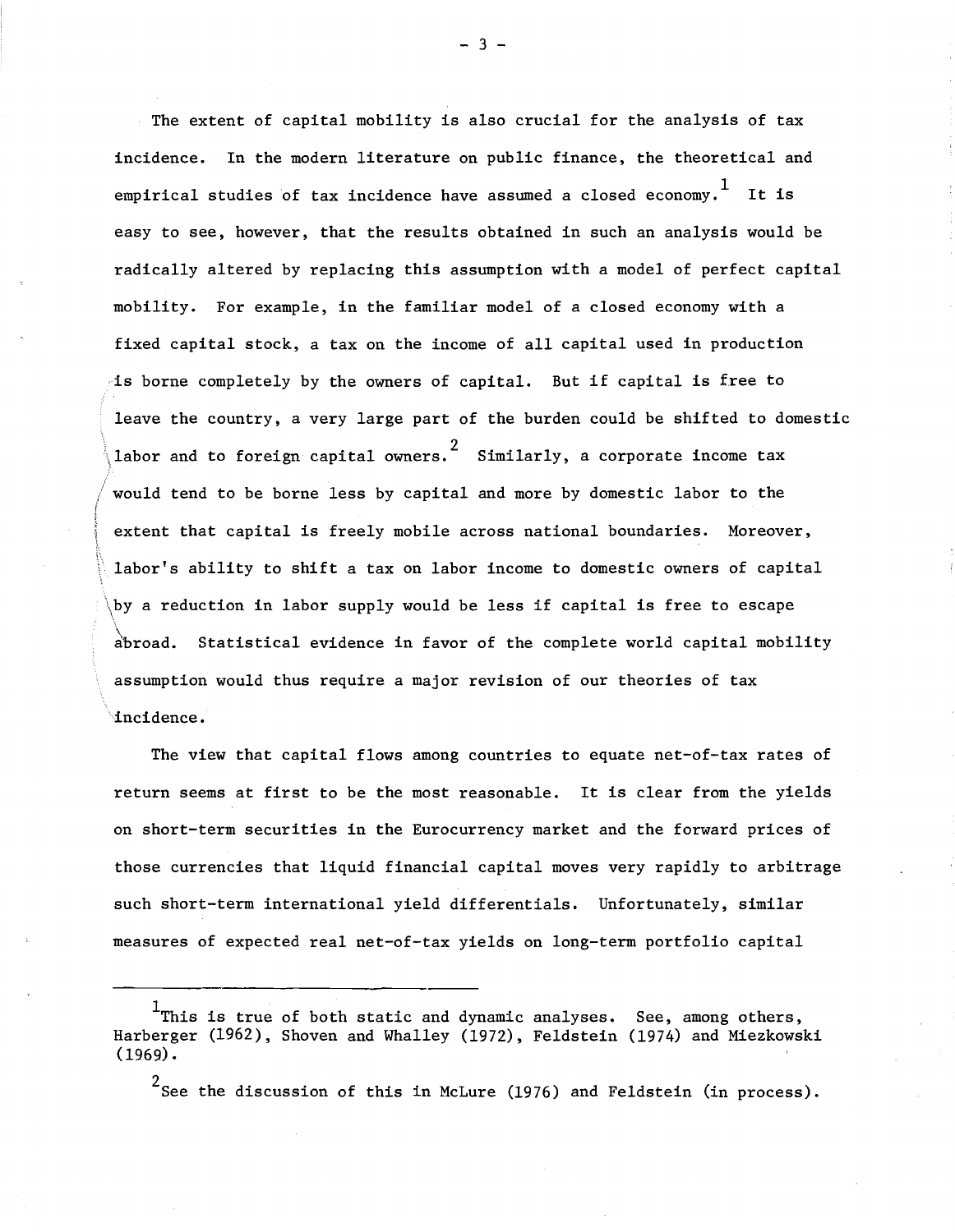The extent of capital mobility is also crucial for the analysis of tax incidence. In the modern literature on public finance, the theoretical and empirical studies of tax incidence have assumed a closed economy.[1] It is easy to see, however, that the results obtained in such an analysis would be radically altered by replacing this assumption with a model of perfect capital mobility. For example, in the familiar model of a closed economy with a fixed capital stock, a tax on the income of all capital used in production is borne completely by the owners of capital. But if capital is free to leave the country, a very large part of the burden could be shifted to domestic labor and to foreign capital owners.[2] Similarly, a corporate income tax would tend to be borne less by capital and more by domestic labor to the extent that capital is freely mobile across national boundaries. Moreover, labor's ability to shift a tax on labor income to domestic owners of capital by a reduction in labor supply would be less if capital is free to escape abroad. Statistical evidence in favor of the complete world capital mobility assumption would thus require a major revision of our theories of tax incidence.

The view that capital flows among countries to equate net-of-tax rates of return seems at first to be the most reasonable. It is clear from the yields on short-term securities in the Eurocurrency market and the forward prices of those currencies that liquid financial capital moves very rapidly to arbitrage such short-term international yield differentials. Unfortunately, similar measures of expected real net-of-tax yields on long-term portfolio capital

---

[1] This is true of both static and dynamic analyses. See, among others, Harberger (1962), Shoven and Whalley (1972), Feldstein (1974) and Miezkowski (1969).

[2] See the discussion of this in McLure (1976) and Feldstein (in process).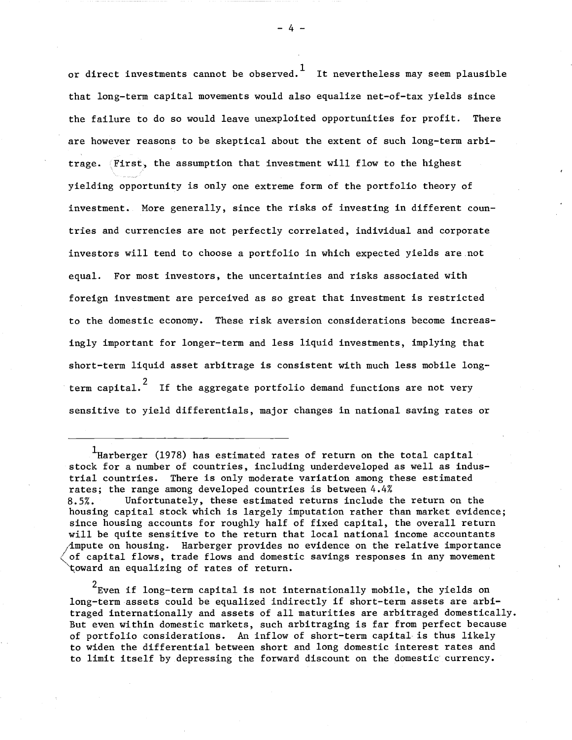or direct investments cannot be observed.[1] It nevertheless may seem plausible that long-term capital movements would also equalize net-of-tax yields since the failure to do so would leave unexploited opportunities for profit. There are however reasons to be skeptical about the extent of such long-term arbitrage. First, the assumption that investment will flow to the highest yielding opportunity is only one extreme form of the portfolio theory of investment. More generally, since the risks of investing in different countries and currencies are not perfectly correlated, individual and corporate investors will tend to choose a portfolio in which expected yields are not equal. For most investors, the uncertainties and risks associated with foreign investment are perceived as so great that investment is restricted to the domestic economy. These risk aversion considerations become increasingly important for longer-term and less liquid investments, implying that short-term liquid asset arbitrage is consistent with much less mobile long-term capital.[2] If the aggregate portfolio demand functions are not very sensitive to yield differentials, major changes in national saving rates or

---

[1] Harberger (1978) has estimated rates of return on the total capital stock for a number of countries, including underdeveloped as well as industrial countries. There is only moderate variation among these estimated rates; the range among developed countries is between 4.4% 8.5%. Unfortunately, these estimated returns include the return on the housing capital stock which is largely imputation rather than market evidence; since housing accounts for roughly half of fixed capital, the overall return will be quite sensitive to the return that local national income accountants impute on housing. Harberger provides no evidence on the relative importance of capital flows, trade flows and domestic savings responses in any movement toward an equalizing of rates of return.

[2] Even if long-term capital is not internationally mobile, the yields on long-term assets could be equalized indirectly if short-term assets are arbitraged internationally and assets of all maturities are arbitraged domestically. But even within domestic markets, such arbitraging is far from perfect because of portfolio considerations. An inflow of short-term capital is thus likely to widen the differential between short and long domestic interest rates and to limit itself by depressing the forward discount on the domestic currency.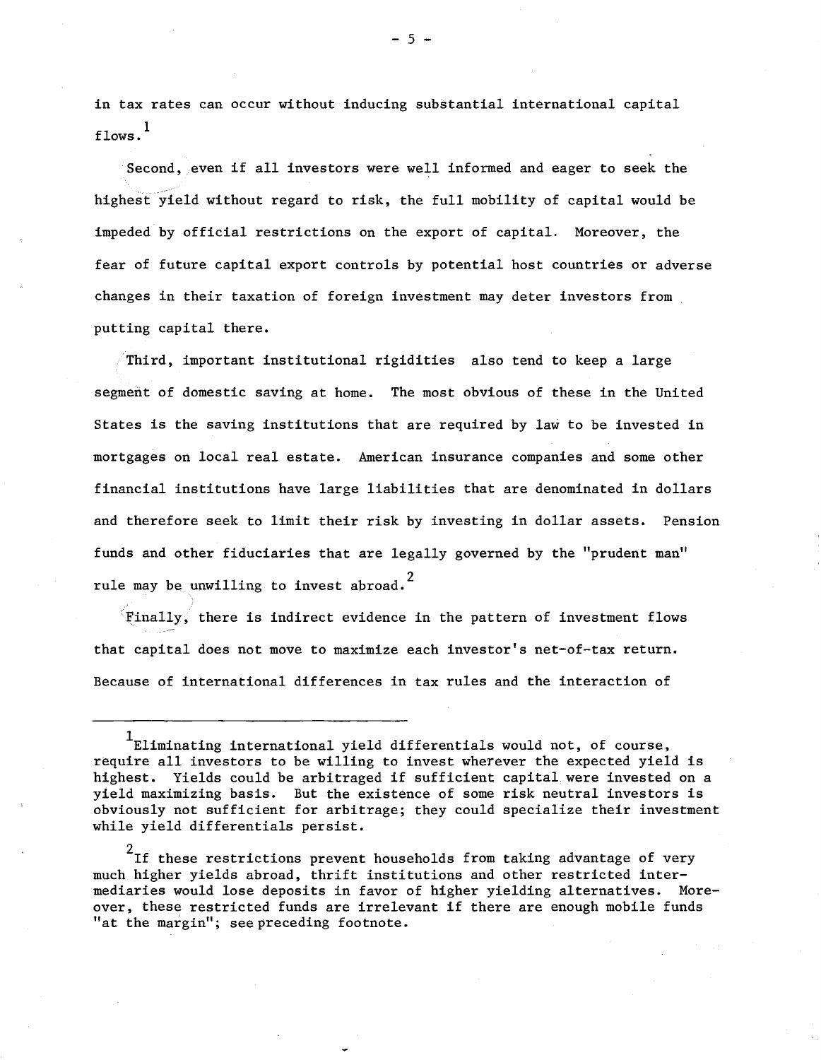in tax rates can occur without inducing substantial international capital flows.[1]

Second, even if all investors were well informed and eager to seek the highest yield without regard to risk, the full mobility of capital would be impeded by official restrictions on the export of capital. Moreover, the fear of future capital export controls by potential host countries or adverse changes in their taxation of foreign investment may deter investors from putting capital there.

Third, important institutional rigidities also tend to keep a large segment of domestic saving at home. The most obvious of these in the United States is the saving institutions that are required by law to be invested in mortgages on local real estate. American insurance companies and some other financial institutions have large liabilities that are denominated in dollars and therefore seek to limit their risk by investing in dollar assets. Pension funds and other fiduciaries that are legally governed by the "prudent man" rule may be unwilling to invest abroad.[2]

Finally, there is indirect evidence in the pattern of investment flows that capital does not move to maximize each investor's net-of-tax return. Because of international differences in tax rules and the interaction of

---

[1] Eliminating international yield differentials would not, of course, require all investors to be willing to invest wherever the expected yield is highest. Yields could be arbitraged if sufficient capital were invested on a yield maximizing basis. But the existence of some risk neutral investors is obviously not sufficient for arbitrage; they could specialize their investment while yield differentials persist.

[2] If these restrictions prevent households from taking advantage of very much higher yields abroad, thrift institutions and other restricted intermediaries would lose deposits in favor of higher yielding alternatives. Moreover, these restricted funds are irrelevant if there are enough mobile funds "at the margin"; see preceding footnote.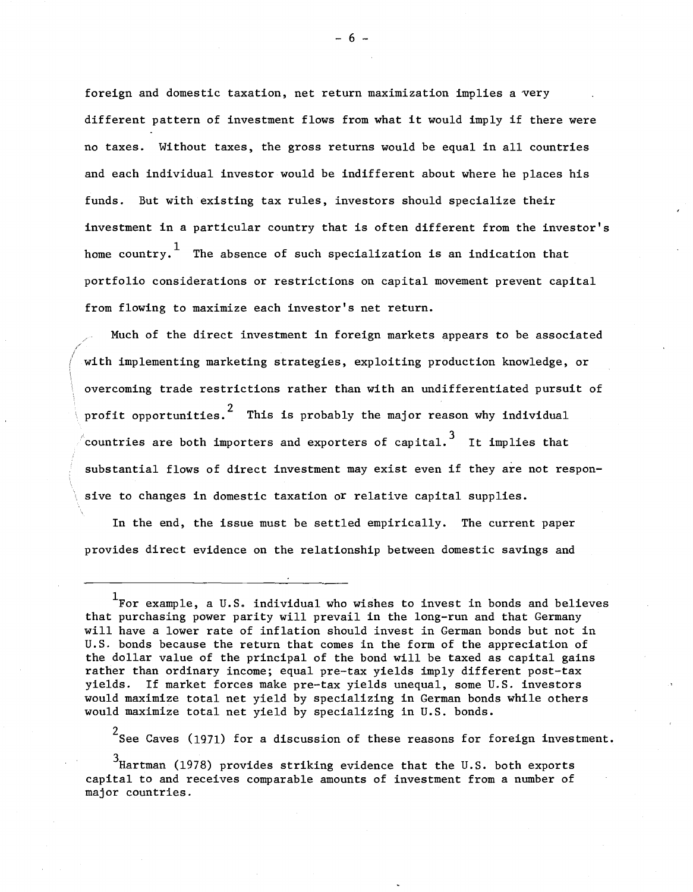foreign and domestic taxation, net return maximization implies a very different pattern of investment flows from what it would imply if there were no taxes. Without taxes, the gross returns would be equal in all countries and each individual investor would be indifferent about where he places his funds. But with existing tax rules, investors should specialize their investment in a particular country that is often different from the investor's home country.[1] The absence of such specialization is an indication that portfolio considerations or restrictions on capital movement prevent capital from flowing to maximize each investor's net return.

Much of the direct investment in foreign markets appears to be associated with implementing marketing strategies, exploiting production knowledge, or overcoming trade restrictions rather than with an undifferentiated pursuit of profit opportunities.[2] This is probably the major reason why individual countries are both importers and exporters of capital.[3] It implies that substantial flows of direct investment may exist even if they are not responsive to changes in domestic taxation or relative capital supplies.

In the end, the issue must be settled empirically. The current paper provides direct evidence on the relationship between domestic savings and

---

[1] For example, a U.S. individual who wishes to invest in bonds and believes that purchasing power parity will prevail in the long-run and that Germany will have a lower rate of inflation should invest in German bonds but not in U.S. bonds because the return that comes in the form of the appreciation of the dollar value of the principal of the bond will be taxed as capital gains rather than ordinary income; equal pre-tax yields imply different post-tax yields. If market forces make pre-tax yields unequal, some U.S. investors would maximize total net yield by specializing in German bonds while others would maximize total net yield by specializing in U.S. bonds.

[2] See Caves (1971) for a discussion of these reasons for foreign investment.

[3] Hartman (1978) provides striking evidence that the U.S. both exports capital to and receives comparable amounts of investment from a number of major countries.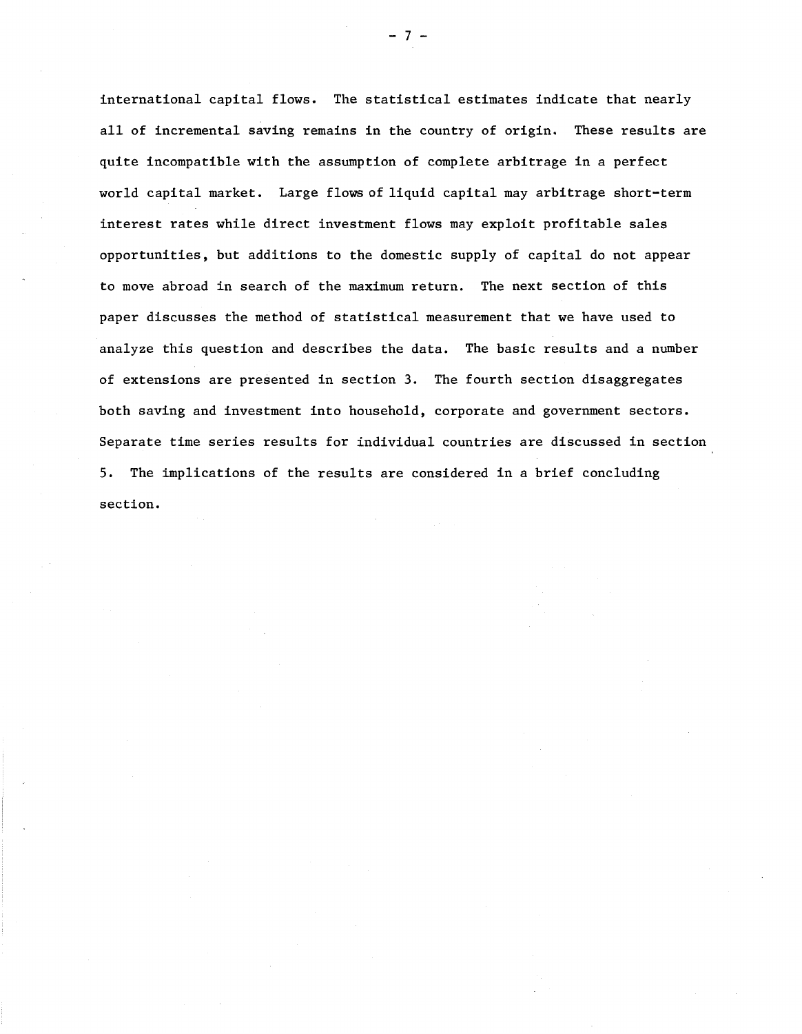international capital flows. The statistical estimates indicate that nearly all of incremental saving remains in the country of origin. These results are quite incompatible with the assumption of complete arbitrage in a perfect world capital market. Large flows of liquid capital may arbitrage short-term interest rates while direct investment flows may exploit profitable sales opportunities, but additions to the domestic supply of capital do not appear to move abroad in search of the maximum return. The next section of this paper discusses the method of statistical measurement that we have used to analyze this question and describes the data. The basic results and a number of extensions are presented in section 3. The fourth section disaggregates both saving and investment into household, corporate and government sectors. Separate time series results for individual countries are discussed in section 5. The implications of the results are considered in a brief concluding section.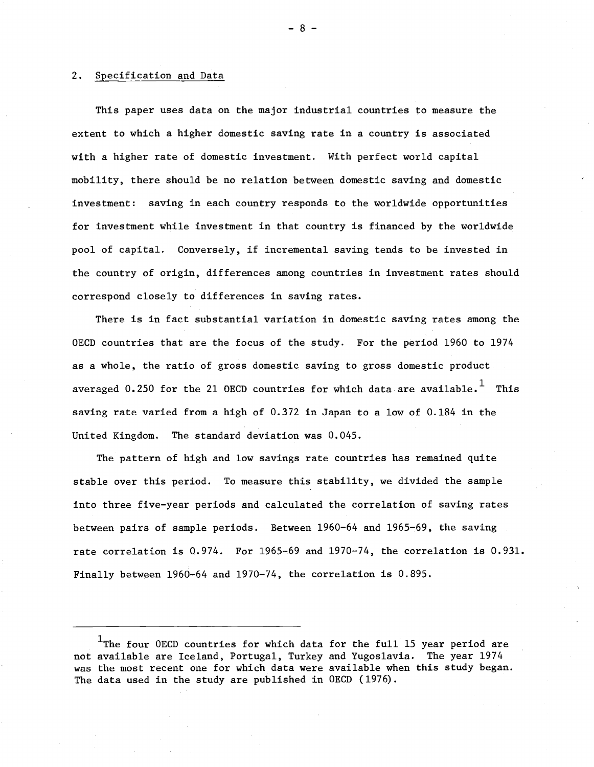## 2. Specification and Data

This paper uses data on the major industrial countries to measure the extent to which a higher domestic saving rate in a country is associated with a higher rate of domestic investment. With perfect world capital mobility, there should be no relation between domestic saving and domestic investment: saving in each country responds to the worldwide opportunities for investment while investment in that country is financed by the worldwide pool of capital. Conversely, if incremental saving tends to be invested in the country of origin, differences among countries in investment rates should correspond closely to differences in saving rates.

There is in fact substantial variation in domestic saving rates among the OECD countries that are the focus of the study. For the period 1960 to 1974 as a whole, the ratio of gross domestic saving to gross domestic product averaged 0.250 for the 21 OECD countries for which data are available.[1] This saving rate varied from a high of 0.372 in Japan to a low of 0.184 in the United Kingdom. The standard deviation was 0.045.

The pattern of high and low savings rate countries has remained quite stable over this period. To measure this stability, we divided the sample into three five-year periods and calculated the correlation of saving rates between pairs of sample periods. Between 1960-64 and 1965-69, the saving rate correlation is 0.974. For 1965-69 and 1970-74, the correlation is 0.931. Finally between 1960-64 and 1970-74, the correlation is 0.895.

---

[1] The four OECD countries for which data for the full 15 year period are not available are Iceland, Portugal, Turkey and Yugoslavia. The year 1974 was the most recent one for which data were available when this study began. The data used in the study are published in OECD (1976).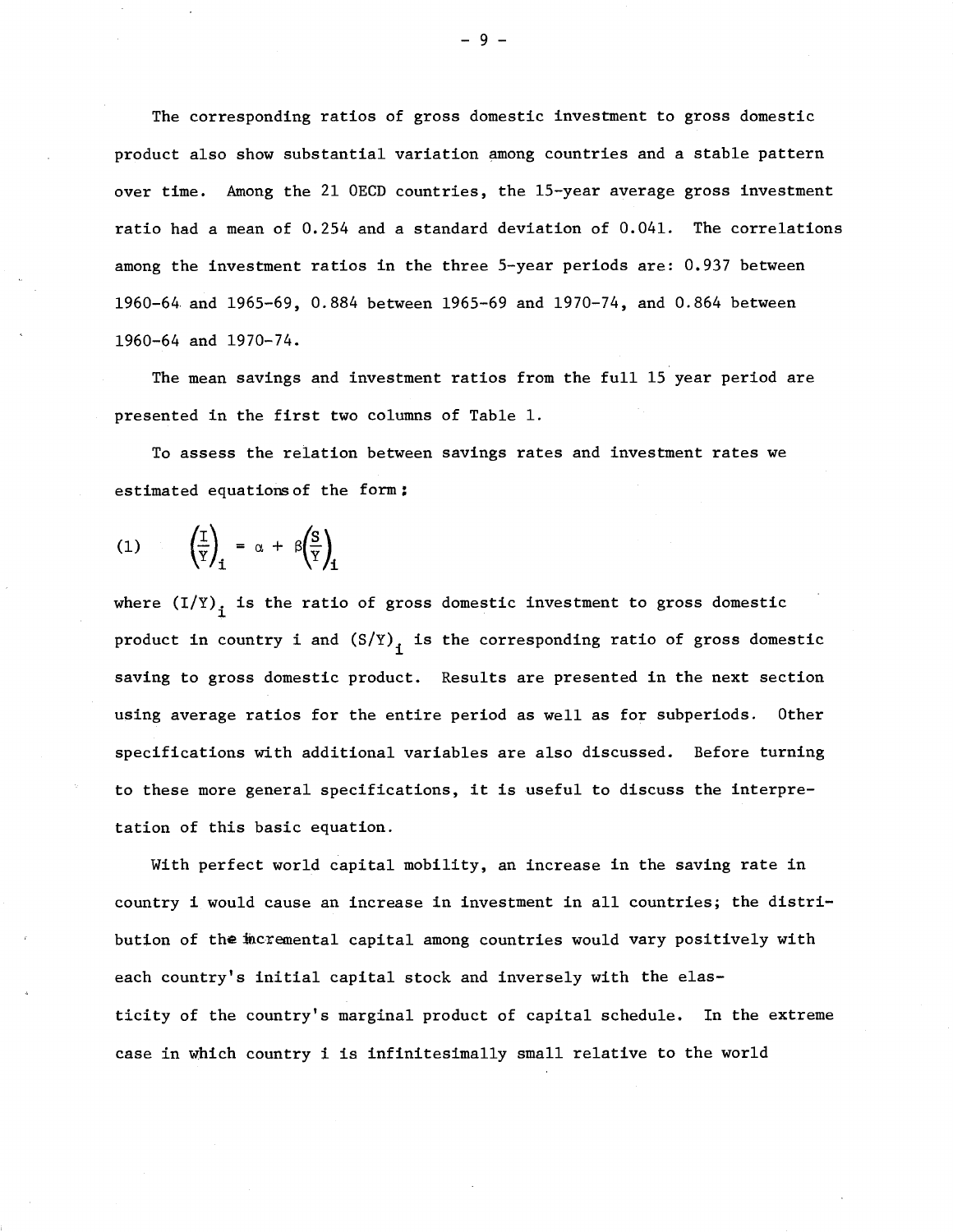The corresponding ratios of gross domestic investment to gross domestic product also show substantial variation among countries and a stable pattern over time. Among the 21 OECD countries, the 15-year average gross investment ratio had a mean of 0.254 and a standard deviation of 0.041. The correlations among the investment ratios in the three 5-year periods are: 0.937 between 1960-64 and 1965-69, 0.884 between 1965-69 and 1970-74, and 0.864 between 1960-64 and 1970-74.

The mean savings and investment ratios from the full 15 year period are presented in the first two columns of Table 1.

To assess the relation between savings rates and investment rates we estimated equations of the form:

$$(1) \qquad \left(\frac{I}{Y}\right)_i = \alpha + \beta\left(\frac{S}{Y}\right)_i$$

where $(I/Y)_i$ is the ratio of gross domestic investment to gross domestic product in country i and $(S/Y)_i$ is the corresponding ratio of gross domestic saving to gross domestic product. Results are presented in the next section using average ratios for the entire period as well as for subperiods. Other specifications with additional variables are also discussed. Before turning to these more general specifications, it is useful to discuss the interpretation of this basic equation.

With perfect world capital mobility, an increase in the saving rate in country i would cause an increase in investment in all countries; the distribution of the incremental capital among countries would vary positively with each country's initial capital stock and inversely with the elasticity of the country's marginal product of capital schedule. In the extreme case in which country i is infinitesimally small relative to the world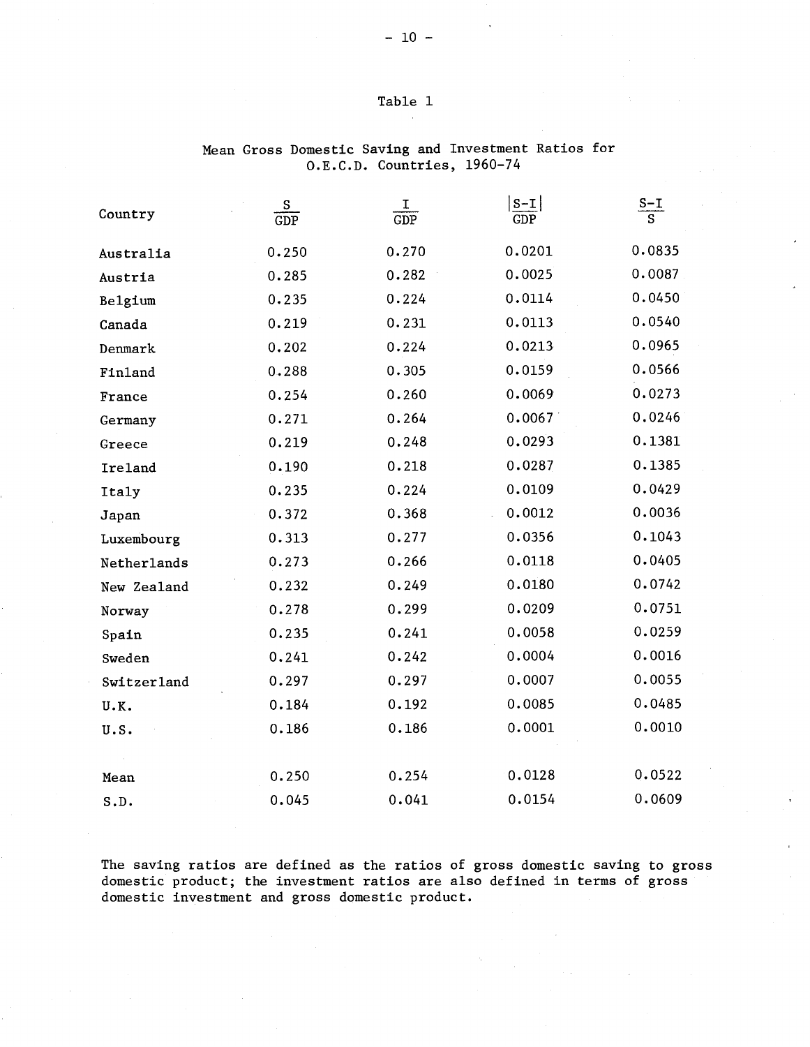Table 1

Mean Gross Domestic Saving and Investment Ratios for O.E.C.D. Countries, 1960-74

| Country | $\frac{S}{GDP}$ | $\frac{I}{GDP}$ | $\frac{\|S-I\|}{GDP}$ | $\frac{S-I}{S}$ |
|---|---|---|---|---|
| Australia | 0.250 | 0.270 | 0.0201 | 0.0835 |
| Austria | 0.285 | 0.282 | 0.0025 | 0.0087 |
| Belgium | 0.235 | 0.224 | 0.0114 | 0.0450 |
| Canada | 0.219 | 0.231 | 0.0113 | 0.0540 |
| Denmark | 0.202 | 0.224 | 0.0213 | 0.0965 |
| Finland | 0.288 | 0.305 | 0.0159 | 0.0566 |
| France | 0.254 | 0.260 | 0.0069 | 0.0273 |
| Germany | 0.271 | 0.264 | 0.0067 | 0.0246 |
| Greece | 0.219 | 0.248 | 0.0293 | 0.1381 |
| Ireland | 0.190 | 0.218 | 0.0287 | 0.1385 |
| Italy | 0.235 | 0.224 | 0.0109 | 0.0429 |
| Japan | 0.372 | 0.368 | 0.0012 | 0.0036 |
| Luxembourg | 0.313 | 0.277 | 0.0356 | 0.1043 |
| Netherlands | 0.273 | 0.266 | 0.0118 | 0.0405 |
| New Zealand | 0.232 | 0.249 | 0.0180 | 0.0742 |
| Norway | 0.278 | 0.299 | 0.0209 | 0.0751 |
| Spain | 0.235 | 0.241 | 0.0058 | 0.0259 |
| Sweden | 0.241 | 0.242 | 0.0004 | 0.0016 |
| Switzerland | 0.297 | 0.297 | 0.0007 | 0.0055 |
| U.K. | 0.184 | 0.192 | 0.0085 | 0.0485 |
| U.S. | 0.186 | 0.186 | 0.0001 | 0.0010 |
| Mean | 0.250 | 0.254 | 0.0128 | 0.0522 |
| S.D. | 0.045 | 0.041 | 0.0154 | 0.0609 |

The saving ratios are defined as the ratios of gross domestic saving to gross domestic product; the investment ratios are also defined in terms of gross domestic investment and gross domestic product.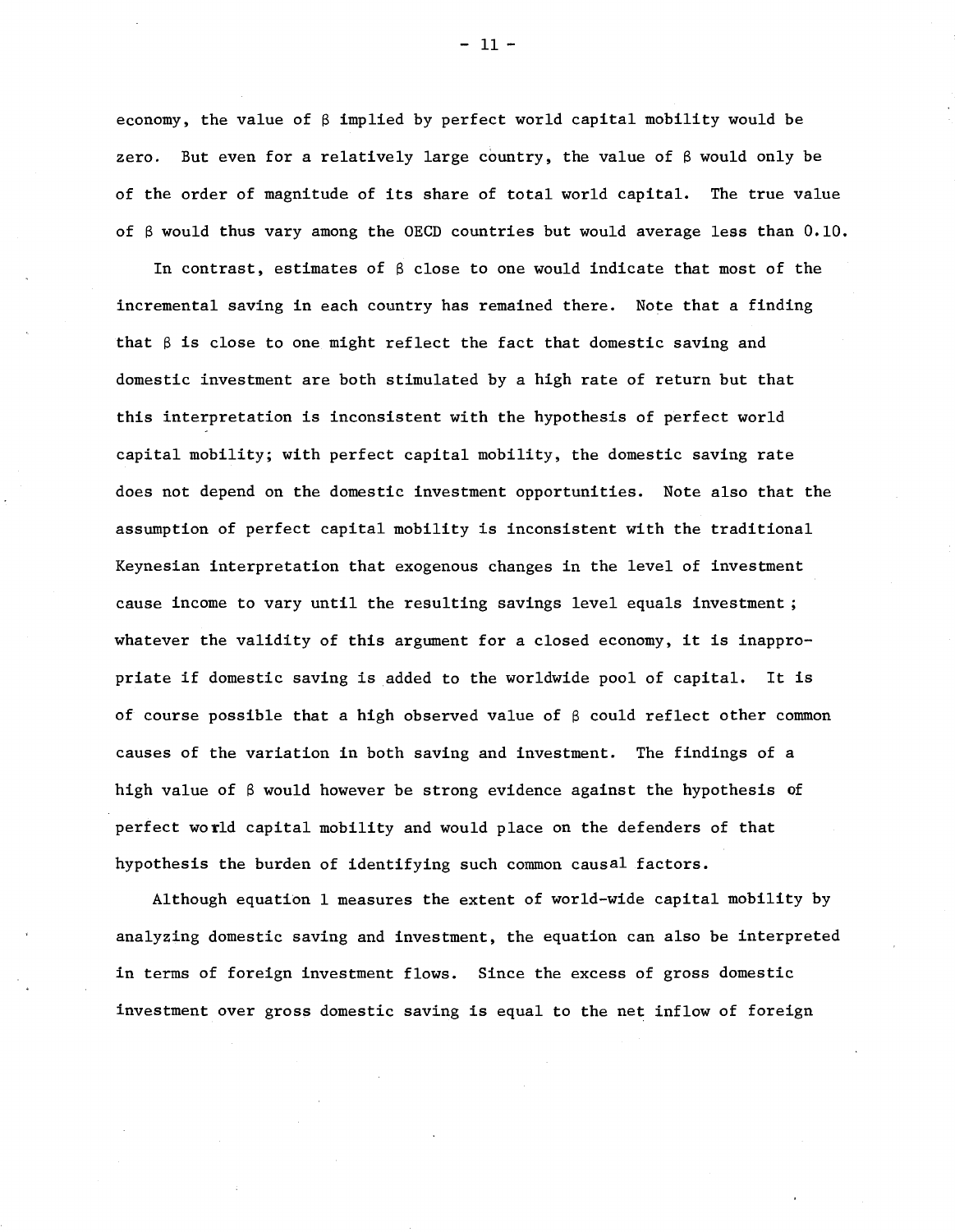economy, the value of $\beta$ implied by perfect world capital mobility would be zero. But even for a relatively large country, the value of $\beta$ would only be of the order of magnitude of its share of total world capital. The true value of $\beta$ would thus vary among the OECD countries but would average less than 0.10.

In contrast, estimates of $\beta$ close to one would indicate that most of the incremental saving in each country has remained there. Note that a finding that $\beta$ is close to one might reflect the fact that domestic saving and domestic investment are both stimulated by a high rate of return but that this interpretation is inconsistent with the hypothesis of perfect world capital mobility; with perfect capital mobility, the domestic saving rate does not depend on the domestic investment opportunities. Note also that the assumption of perfect capital mobility is inconsistent with the traditional Keynesian interpretation that exogenous changes in the level of investment cause income to vary until the resulting savings level equals investment; whatever the validity of this argument for a closed economy, it is inappropriate if domestic saving is added to the worldwide pool of capital. It is of course possible that a high observed value of $\beta$ could reflect other common causes of the variation in both saving and investment. The findings of a high value of $\beta$ would however be strong evidence against the hypothesis of perfect world capital mobility and would place on the defenders of that hypothesis the burden of identifying such common causal factors.

Although equation 1 measures the extent of world-wide capital mobility by analyzing domestic saving and investment, the equation can also be interpreted in terms of foreign investment flows. Since the excess of gross domestic investment over gross domestic saving is equal to the net inflow of foreign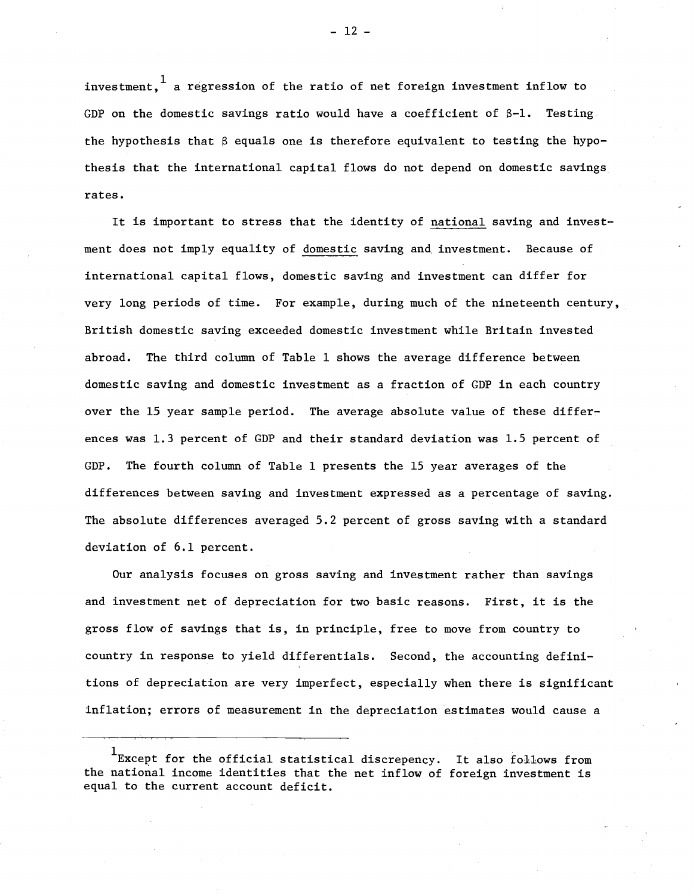investment,[1] a regression of the ratio of net foreign investment inflow to GDP on the domestic savings ratio would have a coefficient of $\beta$-1. Testing the hypothesis that $\beta$ equals one is therefore equivalent to testing the hypothesis that the international capital flows do not depend on domestic savings rates.

It is important to stress that the identity of national saving and investment does not imply equality of domestic saving and investment. Because of international capital flows, domestic saving and investment can differ for very long periods of time. For example, during much of the nineteenth century, British domestic saving exceeded domestic investment while Britain invested abroad. The third column of Table 1 shows the average difference between domestic saving and domestic investment as a fraction of GDP in each country over the 15 year sample period. The average absolute value of these differences was 1.3 percent of GDP and their standard deviation was 1.5 percent of GDP. The fourth column of Table 1 presents the 15 year averages of the differences between saving and investment expressed as a percentage of saving. The absolute differences averaged 5.2 percent of gross saving with a standard deviation of 6.1 percent.

Our analysis focuses on gross saving and investment rather than savings and investment net of depreciation for two basic reasons. First, it is the gross flow of savings that is, in principle, free to move from country to country in response to yield differentials. Second, the accounting definitions of depreciation are very imperfect, especially when there is significant inflation; errors of measurement in the depreciation estimates would cause a

---

[1] Except for the official statistical discrepancy. It also follows from the national income identities that the net inflow of foreign investment is equal to the current account deficit.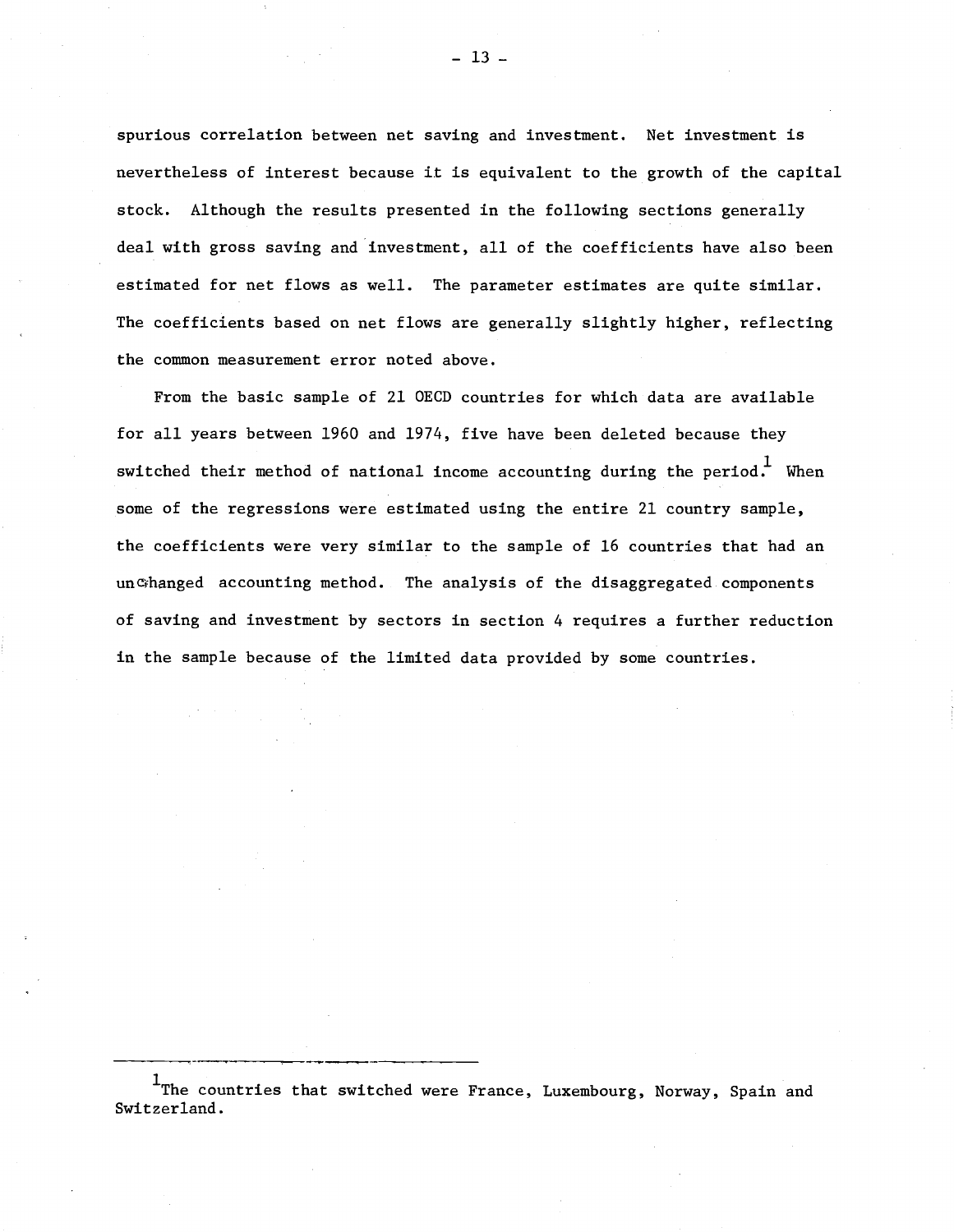spurious correlation between net saving and investment. Net investment is nevertheless of interest because it is equivalent to the growth of the capital stock. Although the results presented in the following sections generally deal with gross saving and investment, all of the coefficients have also been estimated for net flows as well. The parameter estimates are quite similar. The coefficients based on net flows are generally slightly higher, reflecting the common measurement error noted above.

From the basic sample of 21 OECD countries for which data are available for all years between 1960 and 1974, five have been deleted because they switched their method of national income accounting during the period.[1] When some of the regressions were estimated using the entire 21 country sample, the coefficients were very similar to the sample of 16 countries that had an unchanged accounting method. The analysis of the disaggregated components of saving and investment by sectors in section 4 requires a further reduction in the sample because of the limited data provided by some countries.

---

[1] The countries that switched were France, Luxembourg, Norway, Spain and Switzerland.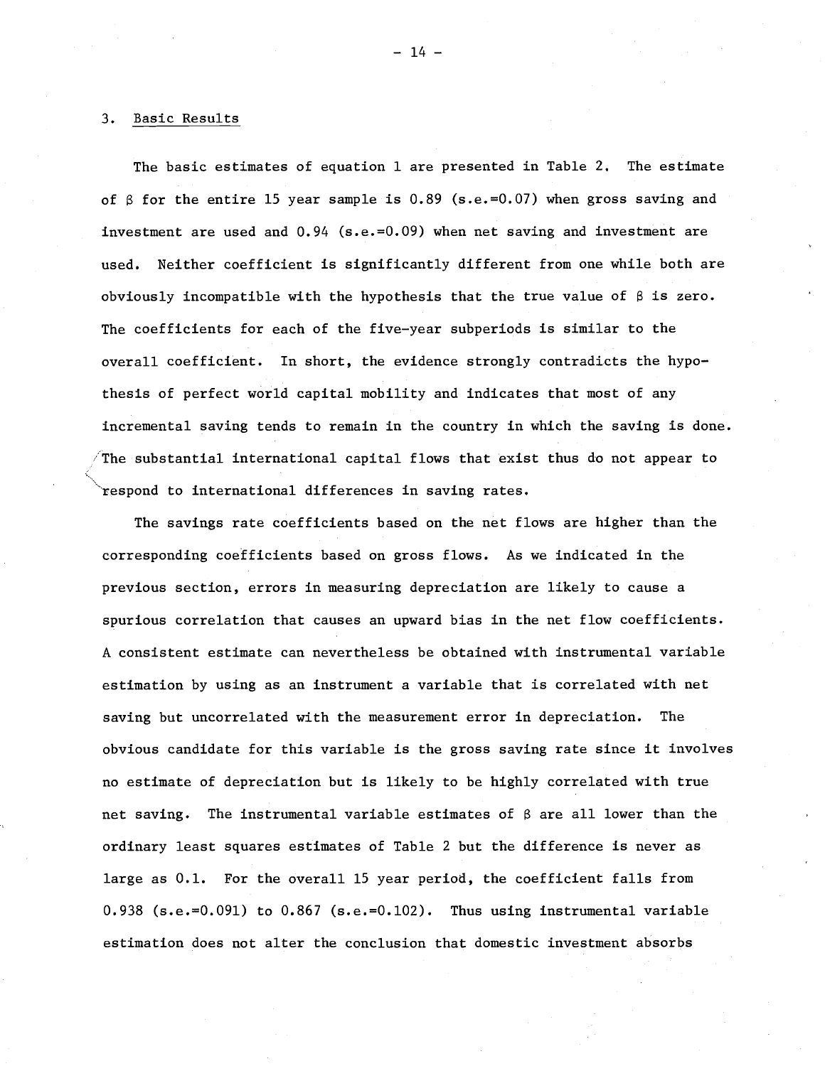## 3. Basic Results

The basic estimates of equation 1 are presented in Table 2. The estimate of $\beta$ for the entire 15 year sample is 0.89 (s.e.=0.07) when gross saving and investment are used and 0.94 (s.e.=0.09) when net saving and investment are used. Neither coefficient is significantly different from one while both are obviously incompatible with the hypothesis that the true value of $\beta$ is zero. The coefficients for each of the five-year subperiods is similar to the overall coefficient. In short, the evidence strongly contradicts the hypothesis of perfect world capital mobility and indicates that most of any incremental saving tends to remain in the country in which the saving is done. The substantial international capital flows that exist thus do not appear to respond to international differences in saving rates.

The savings rate coefficients based on the net flows are higher than the corresponding coefficients based on gross flows. As we indicated in the previous section, errors in measuring depreciation are likely to cause a spurious correlation that causes an upward bias in the net flow coefficients. A consistent estimate can nevertheless be obtained with instrumental variable estimation by using as an instrument a variable that is correlated with net saving but uncorrelated with the measurement error in depreciation. The obvious candidate for this variable is the gross saving rate since it involves no estimate of depreciation but is likely to be highly correlated with true net saving. The instrumental variable estimates of $\beta$ are all lower than the ordinary least squares estimates of Table 2 but the difference is never as large as 0.1. For the overall 15 year period, the coefficient falls from 0.938 (s.e.=0.091) to 0.867 (s.e.=0.102). Thus using instrumental variable estimation does not alter the conclusion that domestic investment absorbs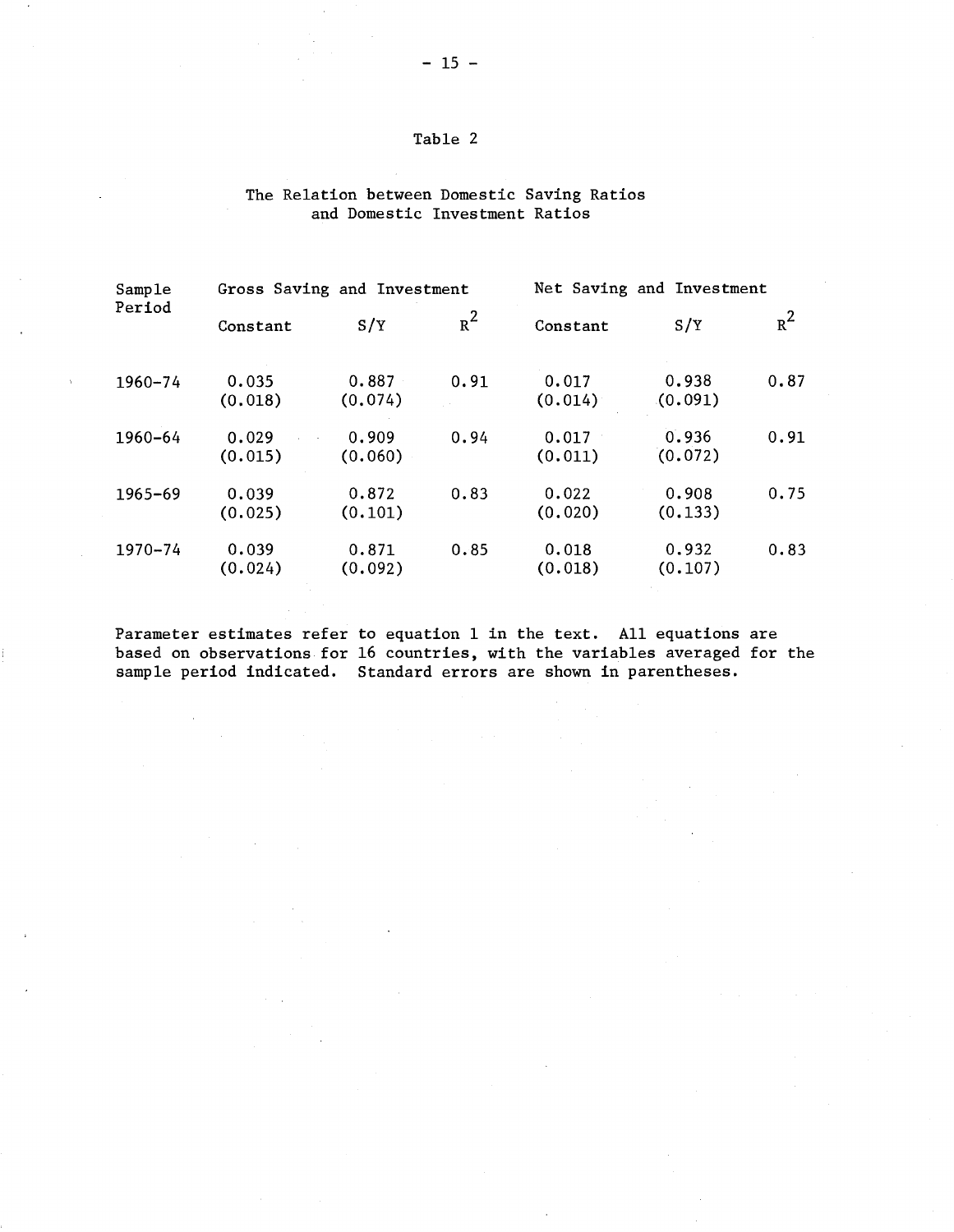Table 2

The Relation between Domestic Saving Ratios and Domestic Investment Ratios

| Sample Period | Gross Saving and Investment | | | Net Saving and Investment | | |
|---|---|---|---|---|---|---|
| | Constant | S/Y | $R^2$ | Constant | S/Y | $R^2$ |
| 1960–74 | 0.035 (0.018) | 0.887 (0.074) | 0.91 | 0.017 (0.014) | 0.938 (0.091) | 0.87 |
| 1960–64 | 0.029 (0.015) | 0.909 (0.060) | 0.94 | 0.017 (0.011) | 0.936 (0.072) | 0.91 |
| 1965–69 | 0.039 (0.025) | 0.872 (0.101) | 0.83 | 0.022 (0.020) | 0.908 (0.133) | 0.75 |
| 1970–74 | 0.039 (0.024) | 0.871 (0.092) | 0.85 | 0.018 (0.018) | 0.932 (0.107) | 0.83 |

Parameter estimates refer to equation 1 in the text. All equations are based on observations for 16 countries, with the variables averaged for the sample period indicated. Standard errors are shown in parentheses.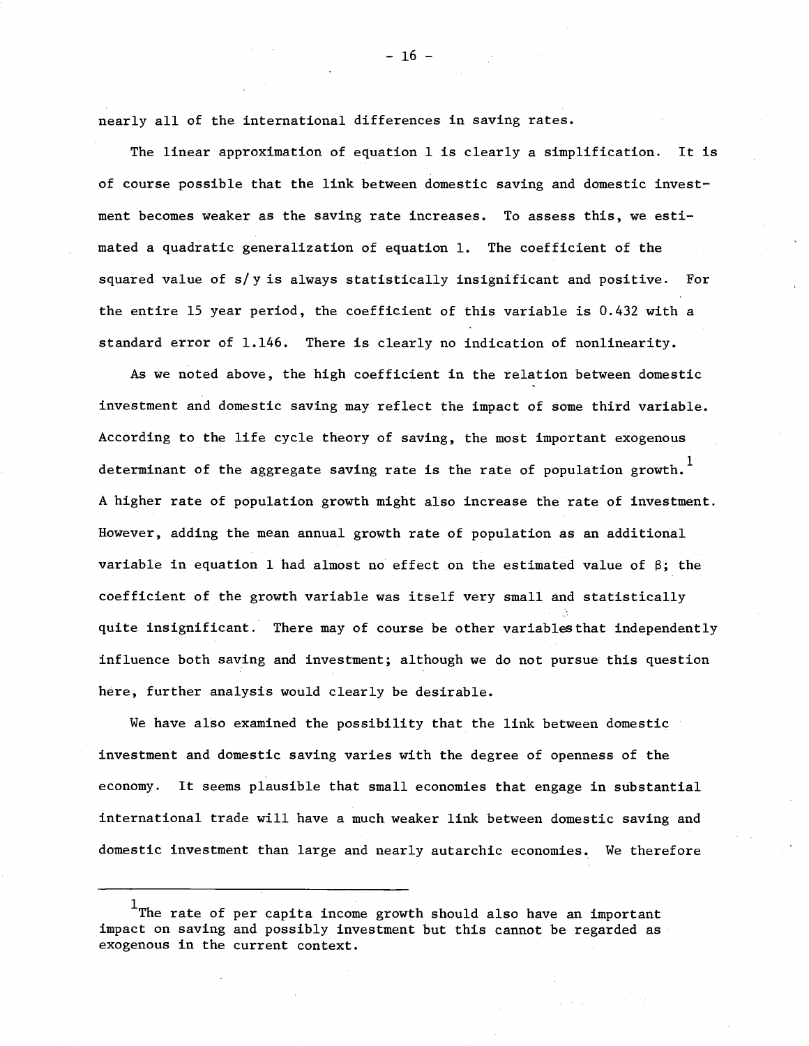nearly all of the international differences in saving rates.

The linear approximation of equation 1 is clearly a simplification. It is of course possible that the link between domestic saving and domestic investment becomes weaker as the saving rate increases. To assess this, we estimated a quadratic generalization of equation 1. The coefficient of the squared value of $s/y$ is always statistically insignificant and positive. For the entire 15 year period, the coefficient of this variable is 0.432 with a standard error of 1.146. There is clearly no indication of nonlinearity.

As we noted above, the high coefficient in the relation between domestic investment and domestic saving may reflect the impact of some third variable. According to the life cycle theory of saving, the most important exogenous determinant of the aggregate saving rate is the rate of population growth.[1] A higher rate of population growth might also increase the rate of investment. However, adding the mean annual growth rate of population as an additional variable in equation 1 had almost no effect on the estimated value of $\beta$; the coefficient of the growth variable was itself very small and statistically quite insignificant. There may of course be other variables that independently influence both saving and investment; although we do not pursue this question here, further analysis would clearly be desirable.

We have also examined the possibility that the link between domestic investment and domestic saving varies with the degree of openness of the economy. It seems plausible that small economies that engage in substantial international trade will have a much weaker link between domestic saving and domestic investment than large and nearly autarchic economies. We therefore

---

[1] The rate of per capita income growth should also have an important impact on saving and possibly investment but this cannot be regarded as exogenous in the current context.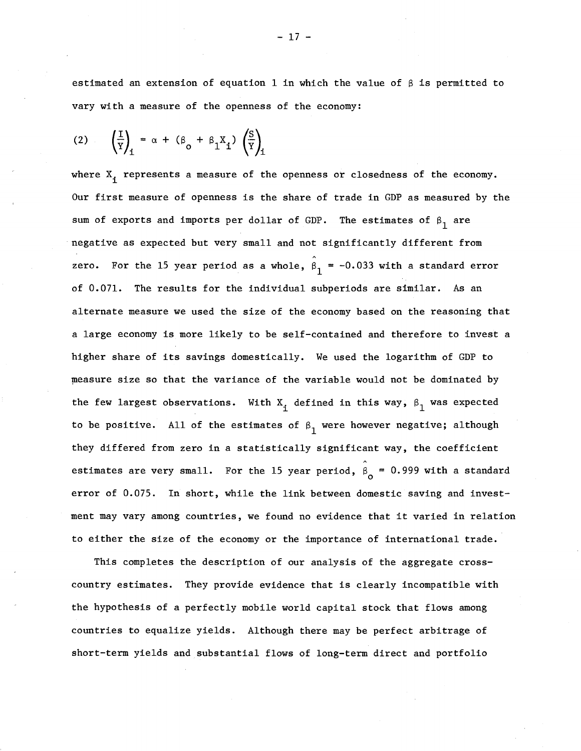estimated an extension of equation 1 in which the value of $\beta$ is permitted to vary with a measure of the openness of the economy:

$$(2) \quad \left(\frac{I}{Y}\right)_i = \alpha + (\beta_o + \beta_1 X_i) \left(\frac{S}{Y}\right)_i$$

where $X_i$ represents a measure of the openness or closedness of the economy. Our first measure of openness is the share of trade in GDP as measured by the sum of exports and imports per dollar of GDP. The estimates of $\beta_1$ are negative as expected but very small and not significantly different from zero. For the 15 year period as a whole, $\hat{\beta}_1 = -0.033$ with a standard error of 0.071. The results for the individual subperiods are similar. As an alternate measure we used the size of the economy based on the reasoning that a large economy is more likely to be self-contained and therefore to invest a higher share of its savings domestically. We used the logarithm of GDP to measure size so that the variance of the variable would not be dominated by the few largest observations. With $X_i$ defined in this way, $\beta_1$ was expected to be positive. All of the estimates of $\beta_1$ were however negative; although they differed from zero in a statistically significant way, the coefficient estimates are very small. For the 15 year period, $\hat{\beta}_o = 0.999$ with a standard error of 0.075. In short, while the link between domestic saving and investment may vary among countries, we found no evidence that it varied in relation to either the size of the economy or the importance of international trade.

This completes the description of our analysis of the aggregate cross-country estimates. They provide evidence that is clearly incompatible with the hypothesis of a perfectly mobile world capital stock that flows among countries to equalize yields. Although there may be perfect arbitrage of short-term yields and substantial flows of long-term direct and portfolio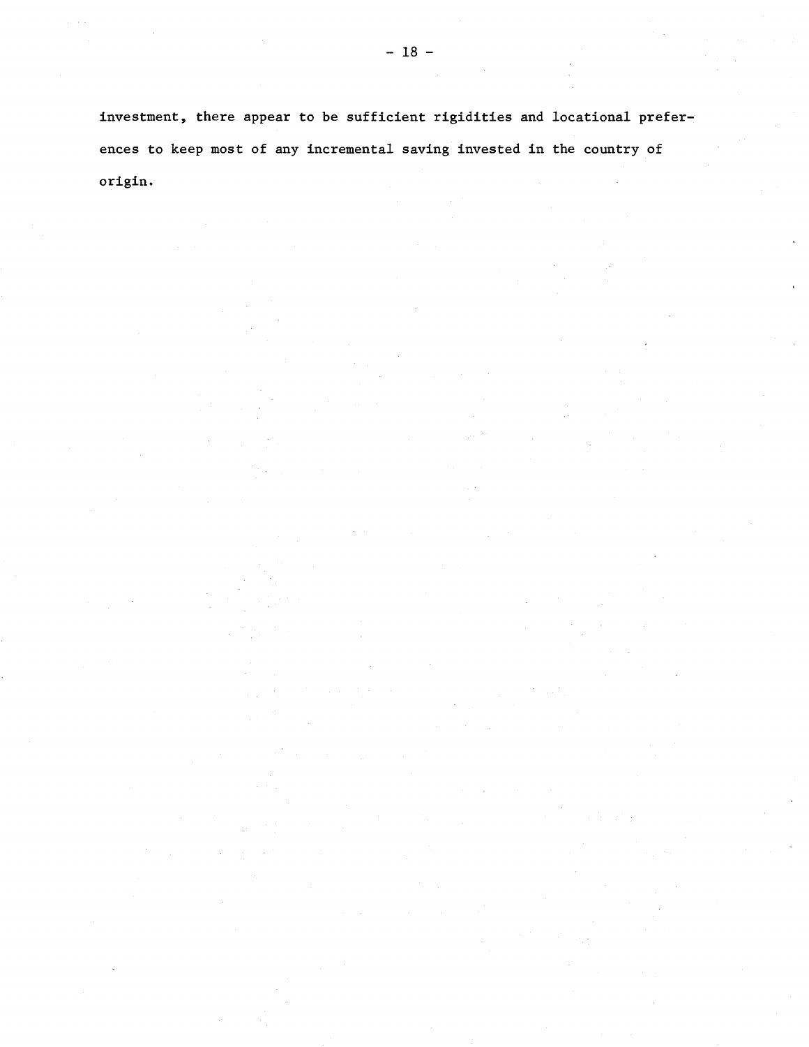investment, there appear to be sufficient rigidities and locational preferences to keep most of any incremental saving invested in the country of origin.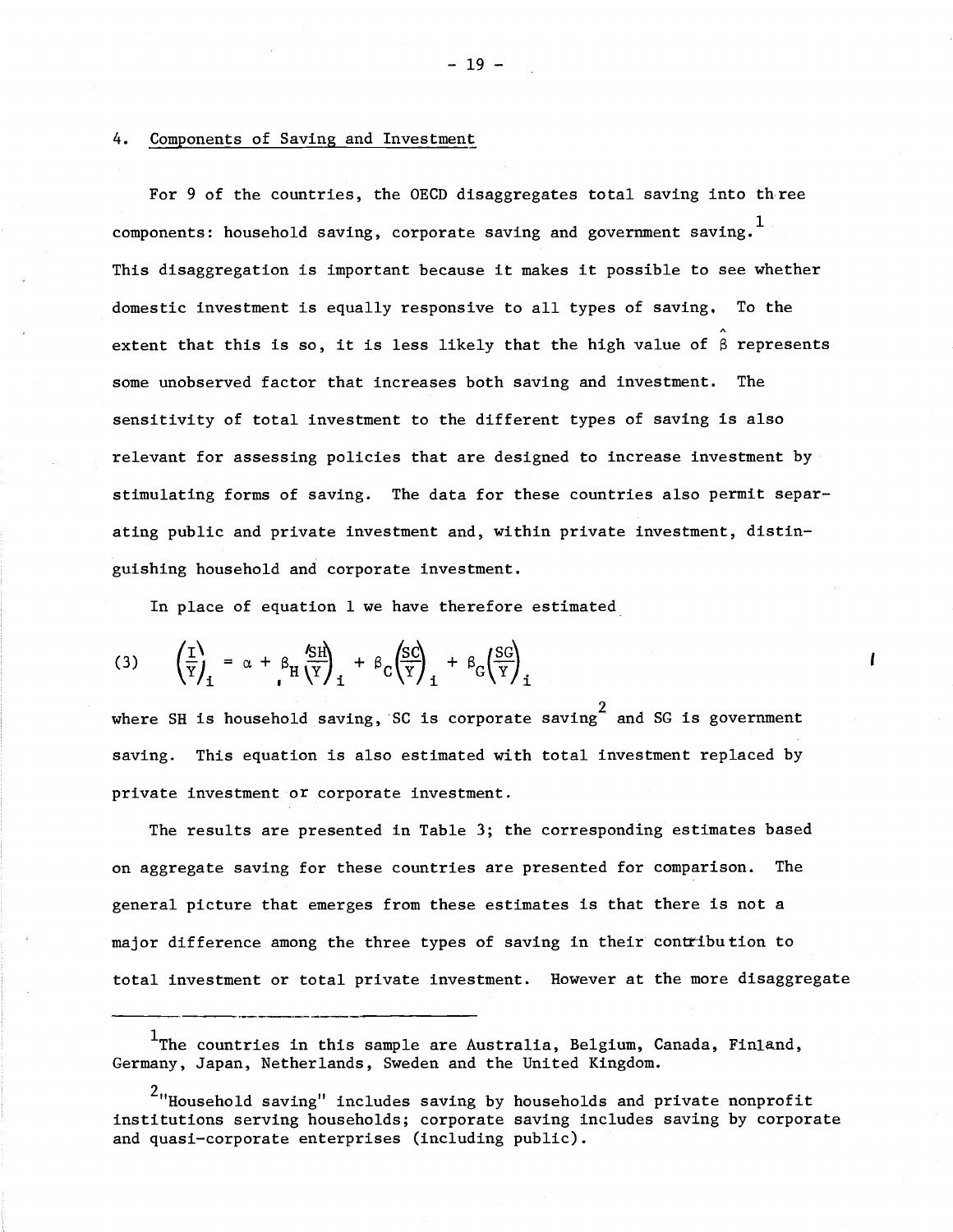## 4. Components of Saving and Investment

For 9 of the countries, the OECD disaggregates total saving into three components: household saving, corporate saving and government saving.[1] This disaggregation is important because it makes it possible to see whether domestic investment is equally responsive to all types of saving. To the extent that this is so, it is less likely that the high value of $\hat{\beta}$ represents some unobserved factor that increases both saving and investment. The sensitivity of total investment to the different types of saving is also relevant for assessing policies that are designed to increase investment by stimulating forms of saving. The data for these countries also permit separating public and private investment and, within private investment, distinguishing household and corporate investment.

In place of equation 1 we have therefore estimated

$$(3) \quad \left(\frac{I}{Y}\right)_i = \alpha + \beta_H\left(\frac{SH}{Y}\right)_i + \beta_C\left(\frac{SC}{Y}\right)_i + \beta_G\left(\frac{SG}{Y}\right)_i$$

where SH is household saving, SC is corporate saving[2] and SG is government saving. This equation is also estimated with total investment replaced by private investment or corporate investment.

The results are presented in Table 3; the corresponding estimates based on aggregate saving for these countries are presented for comparison. The general picture that emerges from these estimates is that there is not a major difference among the three types of saving in their contribution to total investment or total private investment. However at the more disaggregate

---

[1]The countries in this sample are Australia, Belgium, Canada, Finland, Germany, Japan, Netherlands, Sweden and the United Kingdom.

[2]"Household saving" includes saving by households and private nonprofit institutions serving households; corporate saving includes saving by corporate and quasi-corporate enterprises (including public).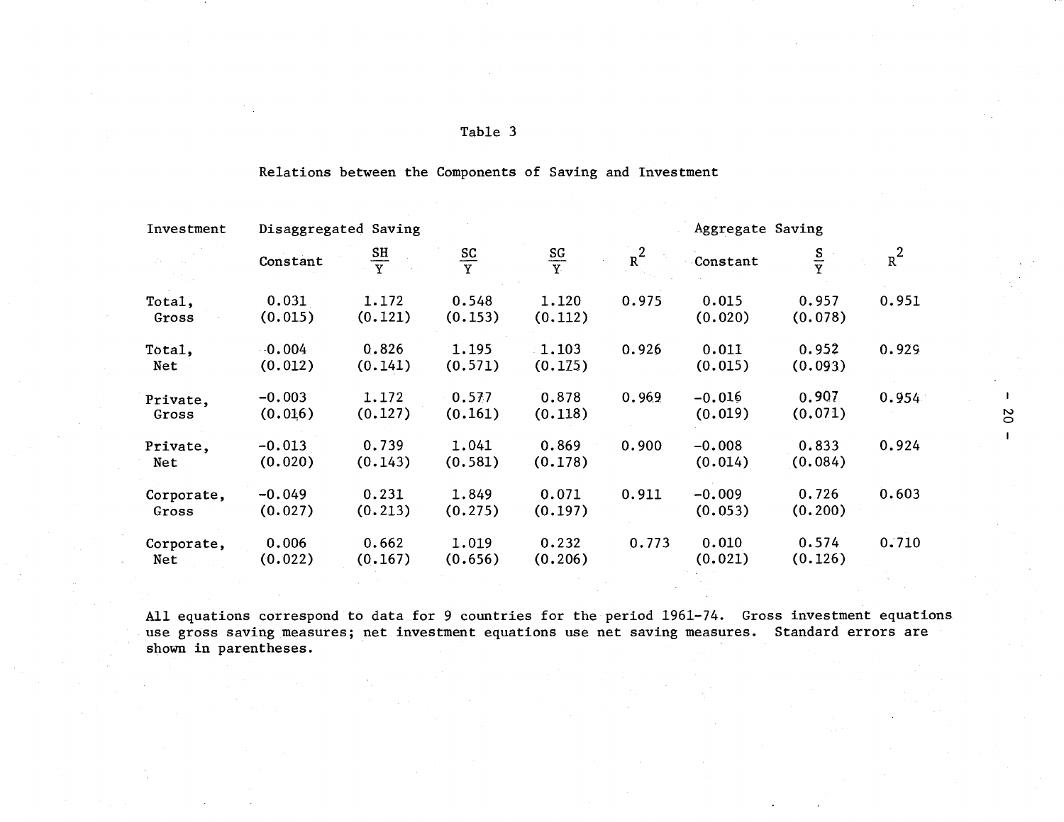Table 3

Relations between the Components of Saving and Investment

| Investment | Disaggregated Saving | | | | | Aggregate Saving | | |
|---|---|---|---|---|---|---|---|---|
| | Constant | $\frac{SH}{Y}$ | $\frac{SC}{Y}$ | $\frac{SG}{Y}$ | $R^2$ | Constant | $\frac{S}{Y}$ | $R^2$ |
| Total, Gross | 0.031 (0.015) | 1.172 (0.121) | 0.548 (0.153) | 1.120 (0.112) | 0.975 | 0.015 (0.020) | 0.957 (0.078) | 0.951 |
| Total, Net | -0.004 (0.012) | 0.826 (0.141) | 1.195 (0.571) | 1.103 (0.175) | 0.926 | 0.011 (0.015) | 0.952 (0.093) | 0.929 |
| Private, Gross | -0.003 (0.016) | 1.172 (0.127) | 0.577 (0.161) | 0.878 (0.118) | 0.969 | -0.016 (0.019) | 0.907 (0.071) | 0.954 |
| Private, Net | -0.013 (0.020) | 0.739 (0.143) | 1.041 (0.581) | 0.869 (0.178) | 0.900 | -0.008 (0.014) | 0.833 (0.084) | 0.924 |
| Corporate, Gross | -0.049 (0.027) | 0.231 (0.213) | 1.849 (0.275) | 0.071 (0.197) | 0.911 | -0.009 (0.053) | 0.726 (0.200) | 0.603 |
| Corporate, Net | 0.006 (0.022) | 0.662 (0.167) | 1.019 (0.656) | 0.232 (0.206) | 0.773 | 0.010 (0.021) | 0.574 (0.126) | 0.710 |

All equations correspond to data for 9 countries for the period 1961-74. Gross investment equations use gross saving measures; net investment equations use net saving measures. Standard errors are shown in parentheses.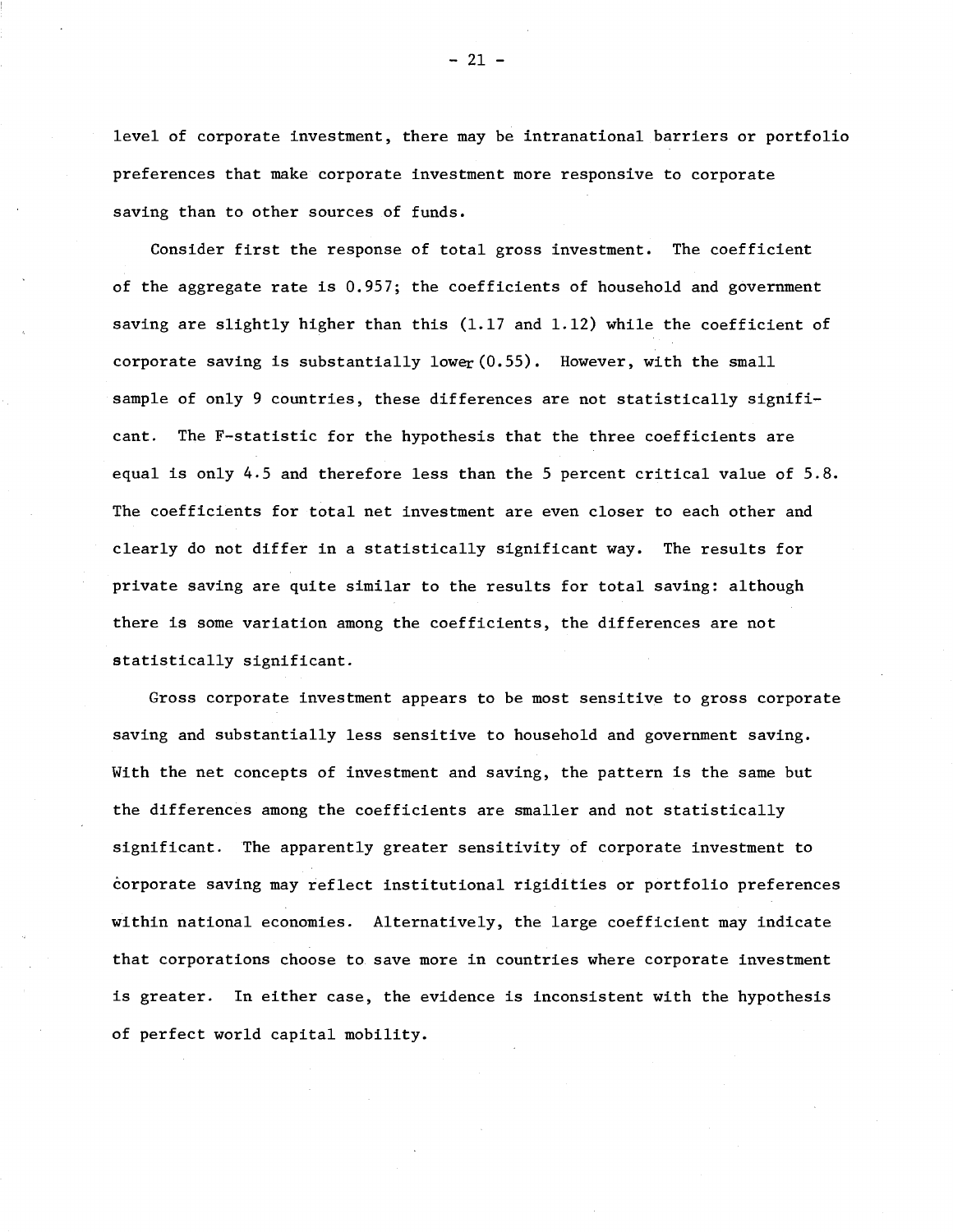level of corporate investment, there may be intranational barriers or portfolio preferences that make corporate investment more responsive to corporate saving than to other sources of funds.

Consider first the response of total gross investment. The coefficient of the aggregate rate is 0.957; the coefficients of household and government saving are slightly higher than this (1.17 and 1.12) while the coefficient of corporate saving is substantially lower (0.55). However, with the small sample of only 9 countries, these differences are not statistically significant. The F-statistic for the hypothesis that the three coefficients are equal is only 4.5 and therefore less than the 5 percent critical value of 5.8. The coefficients for total net investment are even closer to each other and clearly do not differ in a statistically significant way. The results for private saving are quite similar to the results for total saving: although there is some variation among the coefficients, the differences are not statistically significant.

Gross corporate investment appears to be most sensitive to gross corporate saving and substantially less sensitive to household and government saving. With the net concepts of investment and saving, the pattern is the same but the differences among the coefficients are smaller and not statistically significant. The apparently greater sensitivity of corporate investment to corporate saving may reflect institutional rigidities or portfolio preferences within national economies. Alternatively, the large coefficient may indicate that corporations choose to save more in countries where corporate investment is greater. In either case, the evidence is inconsistent with the hypothesis of perfect world capital mobility.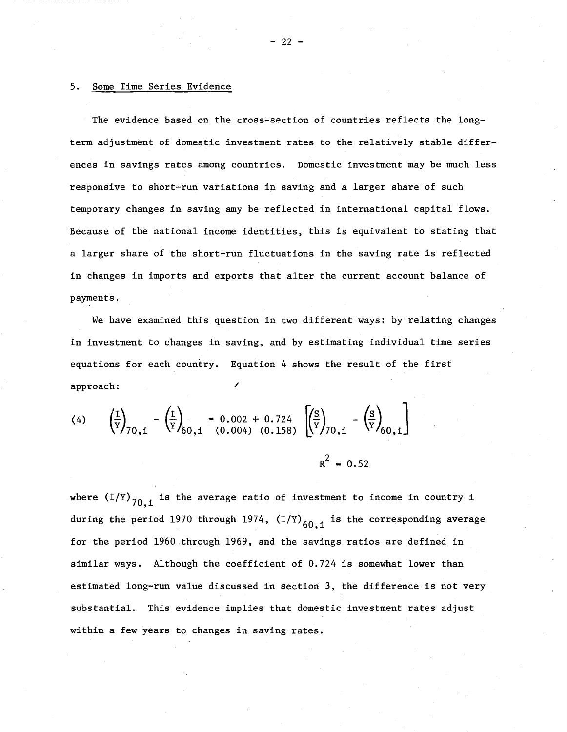## 5. Some Time Series Evidence

The evidence based on the cross-section of countries reflects the long-term adjustment of domestic investment rates to the relatively stable differences in savings rates among countries. Domestic investment may be much less responsive to short-run variations in saving and a larger share of such temporary changes in saving amy be reflected in international capital flows. Because of the national income identities, this is equivalent to stating that a larger share of the short-run fluctuations in the saving rate is reflected in changes in imports and exports that alter the current account balance of payments.

We have examined this question in two different ways: by relating changes in investment to changes in saving, and by estimating individual time series equations for each country. Equation 4 shows the result of the first approach:

$$(4) \quad \left(\frac{I}{Y}\right)_{70,i} - \left(\frac{I}{Y}\right)_{60,i} = \underset{(0.004)}{0.002} + \underset{(0.158)}{0.724} \left[\left(\frac{S}{Y}\right)_{70,i} - \left(\frac{S}{Y}\right)_{60,i}\right]$$

$$R^2 = 0.52$$

where $(I/Y)_{70,i}$ is the average ratio of investment to income in country i during the period 1970 through 1974, $(I/Y)_{60,i}$ is the corresponding average for the period 1960 through 1969, and the savings ratios are defined in similar ways. Although the coefficient of 0.724 is somewhat lower than estimated long-run value discussed in section 3, the difference is not very substantial. This evidence implies that domestic investment rates adjust within a few years to changes in saving rates.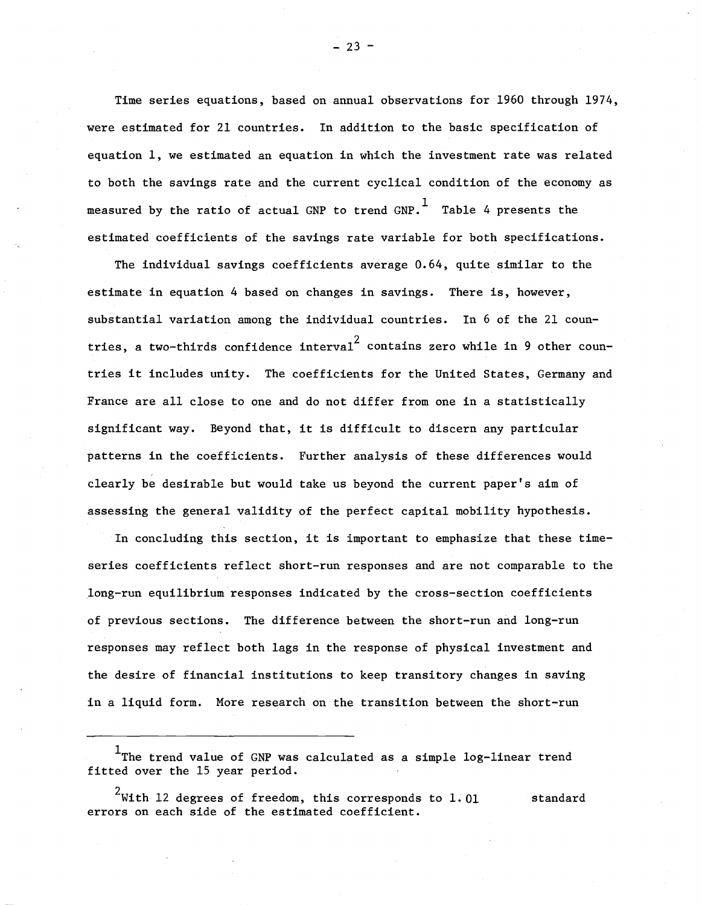Time series equations, based on annual observations for 1960 through 1974, were estimated for 21 countries. In addition to the basic specification of equation 1, we estimated an equation in which the investment rate was related to both the savings rate and the current cyclical condition of the economy as measured by the ratio of actual GNP to trend GNP.[1] Table 4 presents the estimated coefficients of the savings rate variable for both specifications.

The individual savings coefficients average 0.64, quite similar to the estimate in equation 4 based on changes in savings. There is, however, substantial variation among the individual countries. In 6 of the 21 countries, a two-thirds confidence interval[2] contains zero while in 9 other countries it includes unity. The coefficients for the United States, Germany and France are all close to one and do not differ from one in a statistically significant way. Beyond that, it is difficult to discern any particular patterns in the coefficients. Further analysis of these differences would clearly be desirable but would take us beyond the current paper's aim of assessing the general validity of the perfect capital mobility hypothesis.

In concluding this section, it is important to emphasize that these time-series coefficients reflect short-run responses and are not comparable to the long-run equilibrium responses indicated by the cross-section coefficients of previous sections. The difference between the short-run and long-run responses may reflect both lags in the response of physical investment and the desire of financial institutions to keep transitory changes in saving in a liquid form. More research on the transition between the short-run

---

[1] The trend value of GNP was calculated as a simple log-linear trend fitted over the 15 year period.

[2] With 12 degrees of freedom, this corresponds to 1.01 standard errors on each side of the estimated coefficient.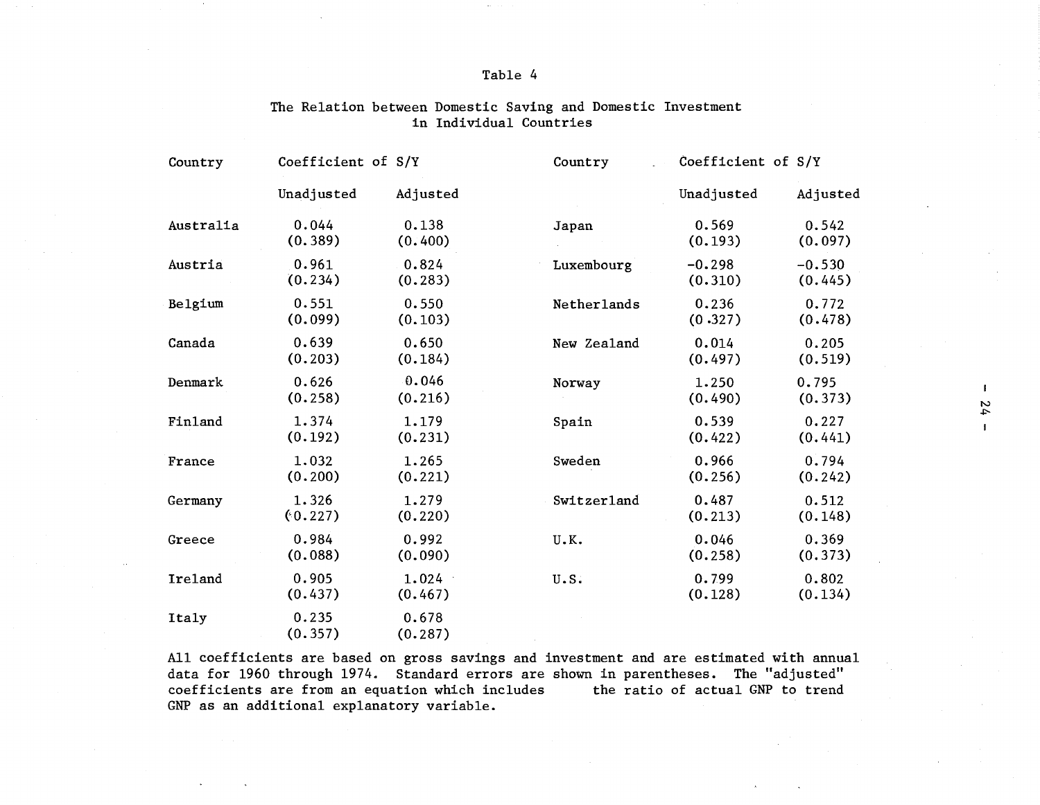Table 4

The Relation between Domestic Saving and Domestic Investment in Individual Countries

| Country | Coefficient of S/Y | | Country | Coefficient of S/Y | |
|---|---|---|---|---|---|
| | Unadjusted | Adjusted | | Unadjusted | Adjusted |
| Australia | 0.044<br>(0.389) | 0.138<br>(0.400) | Japan | 0.569<br>(0.193) | 0.542<br>(0.097) |
| Austria | 0.961<br>(0.234) | 0.824<br>(0.283) | Luxembourg | -0.298<br>(0.310) | -0.530<br>(0.445) |
| Belgium | 0.551<br>(0.099) | 0.550<br>(0.103) | Netherlands | 0.236<br>(0.327) | 0.772<br>(0.478) |
| Canada | 0.639<br>(0.203) | 0.650<br>(0.184) | New Zealand | 0.014<br>(0.497) | 0.205<br>(0.519) |
| Denmark | 0.626<br>(0.258) | 0.046<br>(0.216) | Norway | 1.250<br>(0.490) | 0.795<br>(0.373) |
| Finland | 1.374<br>(0.192) | 1.179<br>(0.231) | Spain | 0.539<br>(0.422) | 0.227<br>(0.441) |
| France | 1.032<br>(0.200) | 1.265<br>(0.221) | Sweden | 0.966<br>(0.256) | 0.794<br>(0.242) |
| Germany | 1.326<br>(0.227) | 1.279<br>(0.220) | Switzerland | 0.487<br>(0.213) | 0.512<br>(0.148) |
| Greece | 0.984<br>(0.088) | 0.992<br>(0.090) | U.K. | 0.046<br>(0.258) | 0.369<br>(0.373) |
| Ireland | 0.905<br>(0.437) | 1.024<br>(0.467) | U.S. | 0.799<br>(0.128) | 0.802<br>(0.134) |
| Italy | 0.235<br>(0.357) | 0.678<br>(0.287) | | | |

All coefficients are based on gross savings and investment and are estimated with annual data for 1960 through 1974. Standard errors are shown in parentheses. The "adjusted" coefficients are from an equation which includes the ratio of actual GNP to trend GNP as an additional explanatory variable.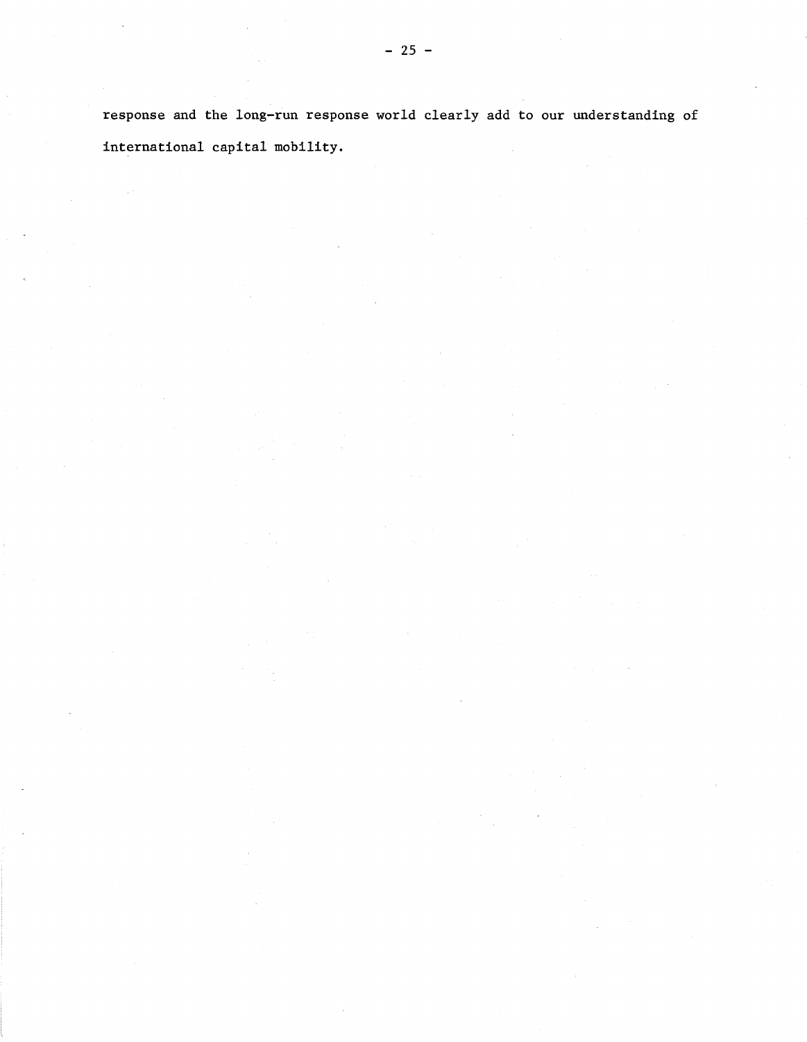response and the long-run response world clearly add to our understanding of international capital mobility.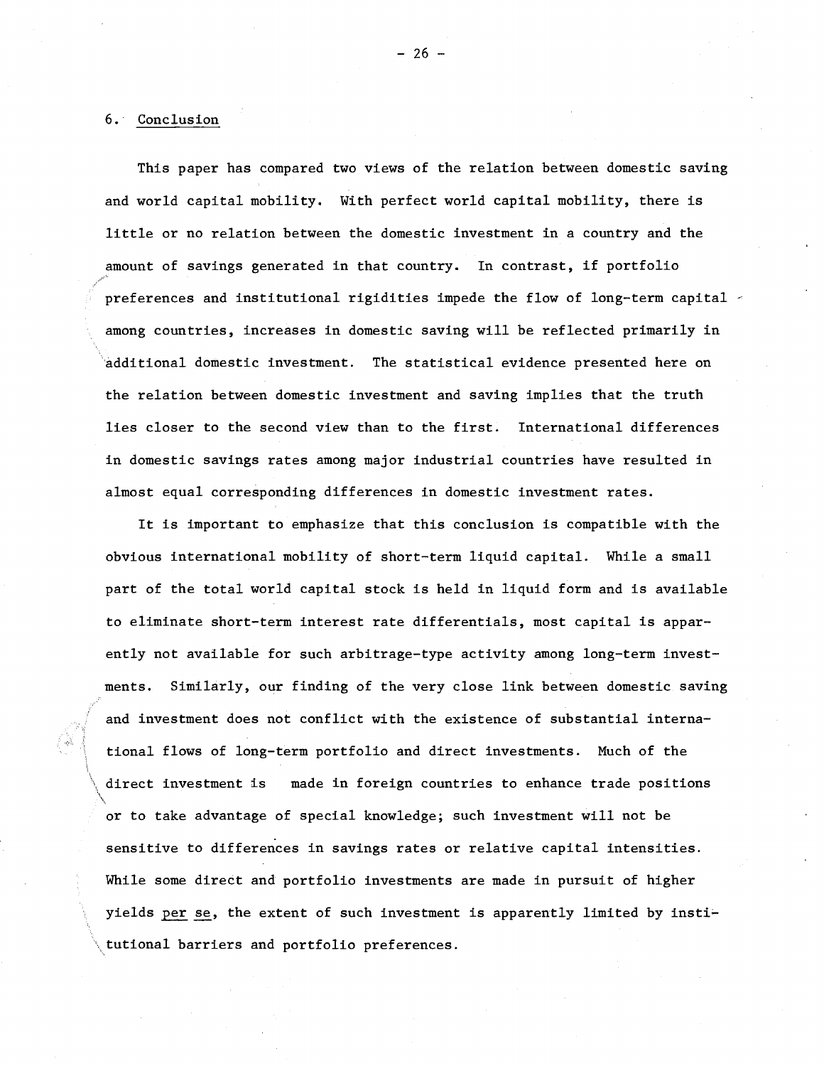## 6. Conclusion

This paper has compared two views of the relation between domestic saving and world capital mobility. With perfect world capital mobility, there is little or no relation between the domestic investment in a country and the amount of savings generated in that country. In contrast, if portfolio preferences and institutional rigidities impede the flow of long-term capital among countries, increases in domestic saving will be reflected primarily in additional domestic investment. The statistical evidence presented here on the relation between domestic investment and saving implies that the truth lies closer to the second view than to the first. International differences in domestic savings rates among major industrial countries have resulted in almost equal corresponding differences in domestic investment rates.

It is important to emphasize that this conclusion is compatible with the obvious international mobility of short-term liquid capital. While a small part of the total world capital stock is held in liquid form and is available to eliminate short-term interest rate differentials, most capital is apparently not available for such arbitrage-type activity among long-term investments. Similarly, our finding of the very close link between domestic saving and investment does not conflict with the existence of substantial international flows of long-term portfolio and direct investments. Much of the direct investment is made in foreign countries to enhance trade positions or to take advantage of special knowledge; such investment will not be sensitive to differences in savings rates or relative capital intensities. While some direct and portfolio investments are made in pursuit of higher yields *per se*, the extent of such investment is apparently limited by institutional barriers and portfolio preferences.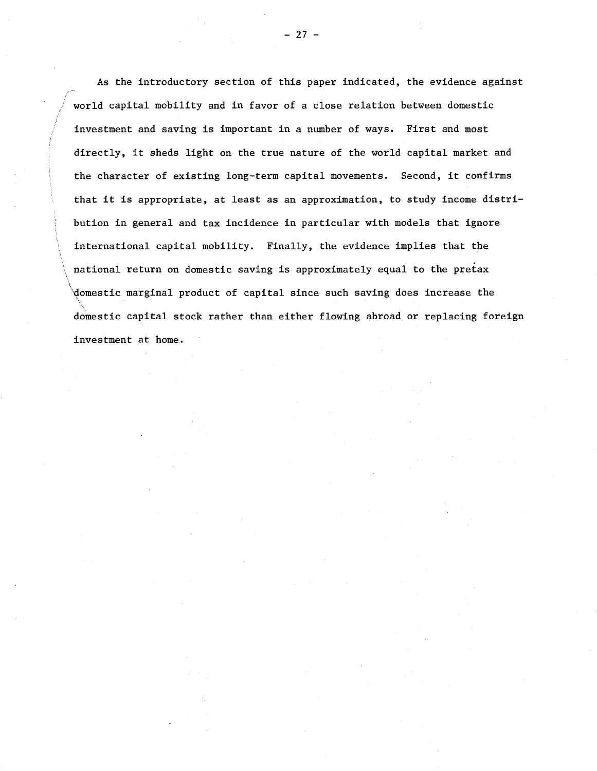As the introductory section of this paper indicated, the evidence against world capital mobility and in favor of a close relation between domestic investment and saving is important in a number of ways. First and most directly, it sheds light on the true nature of the world capital market and the character of existing long-term capital movements. Second, it confirms that it is appropriate, at least as an approximation, to study income distribution in general and tax incidence in particular with models that ignore international capital mobility. Finally, the evidence implies that the national return on domestic saving is approximately equal to the pretax domestic marginal product of capital since such saving does increase the domestic capital stock rather than either flowing abroad or replacing foreign investment at home.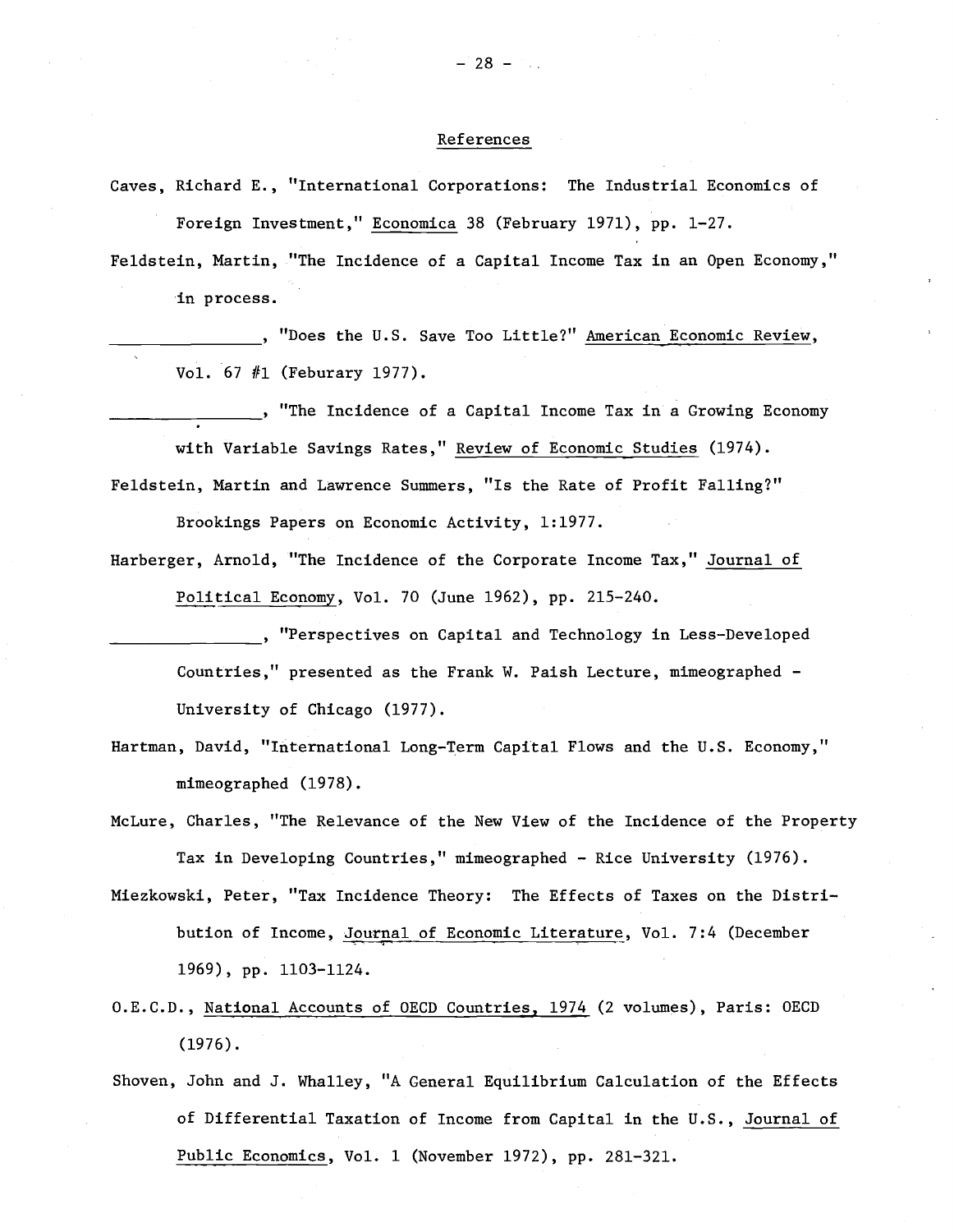## References

Caves, Richard E., "International Corporations: The Industrial Economics of Foreign Investment," Economica 38 (February 1971), pp. 1-27.

Feldstein, Martin, "The Incidence of a Capital Income Tax in an Open Economy," in process.

_______________, "Does the U.S. Save Too Little?" American Economic Review, Vol. 67 #1 (Feburary 1977).

_______________, "The Incidence of a Capital Income Tax in a Growing Economy with Variable Savings Rates," Review of Economic Studies (1974).

Feldstein, Martin and Lawrence Summers, "Is the Rate of Profit Falling?" Brookings Papers on Economic Activity, 1:1977.

Harberger, Arnold, "The Incidence of the Corporate Income Tax," Journal of Political Economy, Vol. 70 (June 1962), pp. 215-240.

_______________, "Perspectives on Capital and Technology in Less-Developed Countries," presented as the Frank W. Paish Lecture, mimeographed - University of Chicago (1977).

Hartman, David, "International Long-Term Capital Flows and the U.S. Economy," mimeographed (1978).

McLure, Charles, "The Relevance of the New View of the Incidence of the Property Tax in Developing Countries," mimeographed - Rice University (1976).

Miezkowski, Peter, "Tax Incidence Theory: The Effects of Taxes on the Distribution of Income, Journal of Economic Literature, Vol. 7:4 (December 1969), pp. 1103-1124.

O.E.C.D., National Accounts of OECD Countries, 1974 (2 volumes), Paris: OECD (1976).

Shoven, John and J. Whalley, "A General Equilibrium Calculation of the Effects of Differential Taxation of Income from Capital in the U.S., Journal of Public Economics, Vol. 1 (November 1972), pp. 281-321.